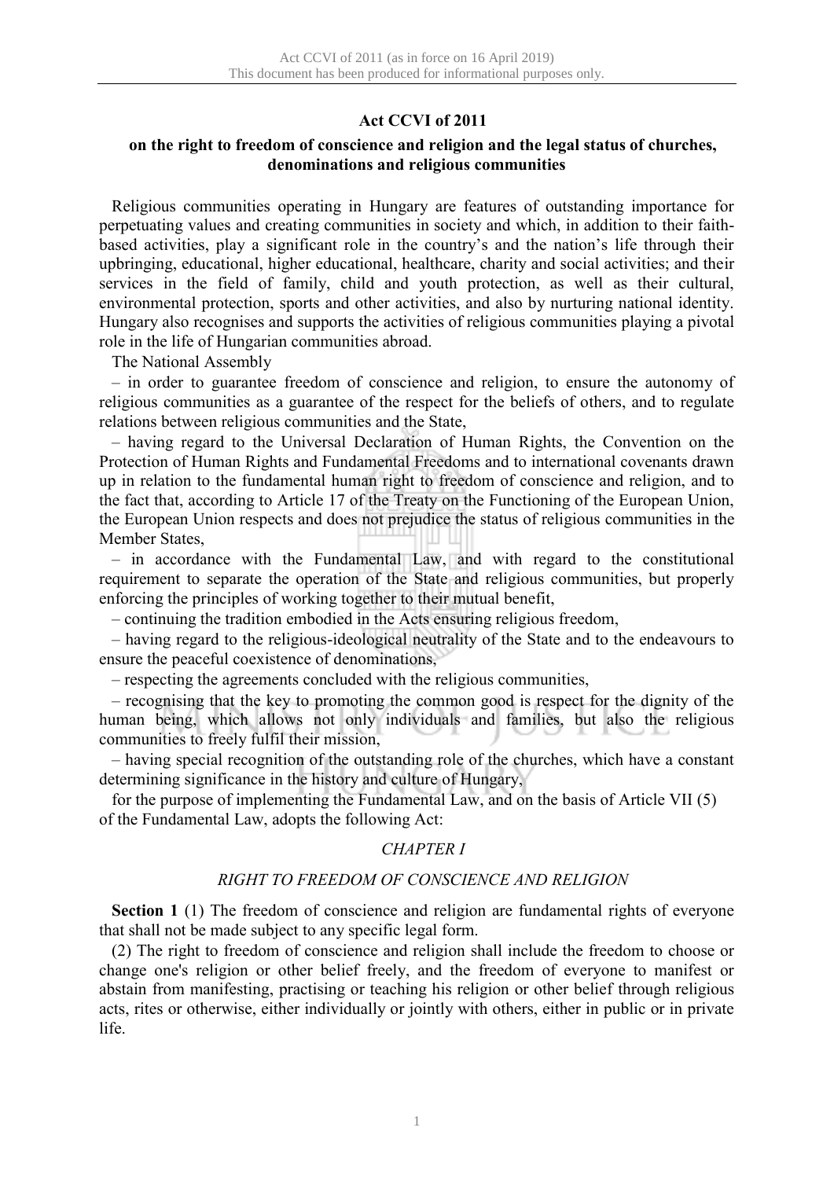# Act CCVI of 2011

## on the right to freedom of conscience and religion and the legal status of churches, denominations and religious communities

Religious communities operating in Hungary are features of outstanding importance for perpetuating values and creating communities in society and which, in addition to their faith-based activities, play a significant role in the country's and the nation's life through their upbringing, educational, higher educational, healthcare, charity and social activities; and their services in the field of family, child and youth protection, as well as their cultural, environmental protection, sports and other activities, and also by nurturing national identity. Hungary also recognises and supports the activities of religious communities playing a pivotal role in the life of Hungarian communities abroad.

The National Assembly

– in order to guarantee freedom of conscience and religion, to ensure the autonomy of religious communities as a guarantee of the respect for the beliefs of others, and to regulate relations between religious communities and the State,

– having regard to the Universal Declaration of Human Rights, the Convention on the Protection of Human Rights and Fundamental Freedoms and to international covenants drawn up in relation to the fundamental human right to freedom of conscience and religion, and to the fact that, according to Article 17 of the Treaty on the Functioning of the European Union, the European Union respects and does not prejudice the status of religious communities in the Member States,

– in accordance with the Fundamental Law, and with regard to the constitutional requirement to separate the operation of the State and religious communities, but properly enforcing the principles of working together to their mutual benefit,

– continuing the tradition embodied in the Acts ensuring religious freedom,

– having regard to the religious-ideological neutrality of the State and to the endeavours to ensure the peaceful coexistence of denominations,

– respecting the agreements concluded with the religious communities,

– recognising that the key to promoting the common good is respect for the dignity of the human being, which allows not only individuals and families, but also the religious communities to freely fulfil their mission,

– having special recognition of the outstanding role of the churches, which have a constant determining significance in the history and culture of Hungary,

for the purpose of implementing the Fundamental Law, and on the basis of Article VII (5) of the Fundamental Law, adopts the following Act:

### *CHAPTER I*

### *RIGHT TO FREEDOM OF CONSCIENCE AND RELIGION*

**Section 1** (1) The freedom of conscience and religion are fundamental rights of everyone that shall not be made subject to any specific legal form.

(2) The right to freedom of conscience and religion shall include the freedom to choose or change one's religion or other belief freely, and the freedom of everyone to manifest or abstain from manifesting, practising or teaching his religion or other belief through religious acts, rites or otherwise, either individually or jointly with others, either in public or in private life.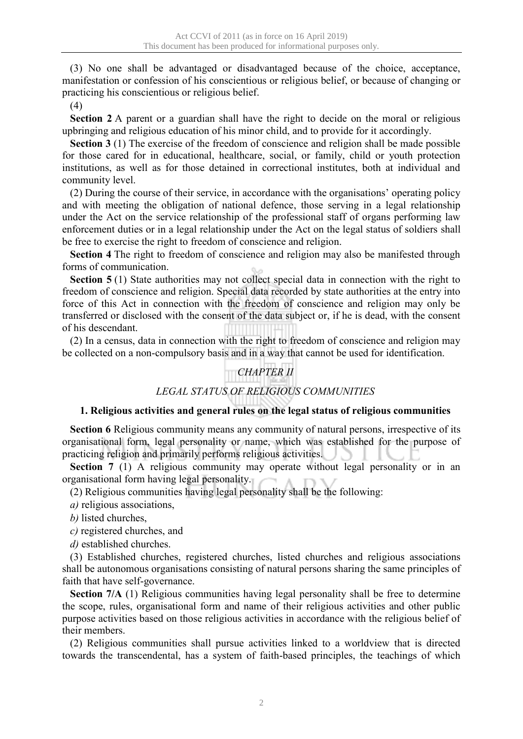(3) No one shall be advantaged or disadvantaged because of the choice, acceptance, manifestation or confession of his conscientious or religious belief, or because of changing or practicing his conscientious or religious belief.

(4)

**Section 2** A parent or a guardian shall have the right to decide on the moral or religious upbringing and religious education of his minor child, and to provide for it accordingly.

**Section 3** (1) The exercise of the freedom of conscience and religion shall be made possible for those cared for in educational, healthcare, social, or family, child or youth protection institutions, as well as for those detained in correctional institutes, both at individual and community level.

(2) During the course of their service, in accordance with the organisations' operating policy and with meeting the obligation of national defence, those serving in a legal relationship under the Act on the service relationship of the professional staff of organs performing law enforcement duties or in a legal relationship under the Act on the legal status of soldiers shall be free to exercise the right to freedom of conscience and religion.

**Section 4** The right to freedom of conscience and religion may also be manifested through forms of communication.

**Section 5** (1) State authorities may not collect special data in connection with the right to freedom of conscience and religion. Special data recorded by state authorities at the entry into force of this Act in connection with the freedom of conscience and religion may only be transferred or disclosed with the consent of the data subject or, if he is dead, with the consent of his descendant.

(2) In a census, data in connection with the right to freedom of conscience and religion may be collected on a non-compulsory basis and in a way that cannot be used for identification.

## *CHAPTER II*

## *LEGAL STATUS OF RELIGIOUS COMMUNITIES*

### 1. Religious activities and general rules on the legal status of religious communities

**Section 6** Religious community means any community of natural persons, irrespective of its organisational form, legal personality or name, which was established for the purpose of practicing religion and primarily performs religious activities.

**Section 7** (1) A religious community may operate without legal personality or in an organisational form having legal personality.

(2) Religious communities having legal personality shall be the following:

*a)* religious associations,

*b)* listed churches,

*c)* registered churches, and

*d)* established churches.

(3) Established churches, registered churches, listed churches and religious associations shall be autonomous organisations consisting of natural persons sharing the same principles of faith that have self-governance.

**Section 7/A** (1) Religious communities having legal personality shall be free to determine the scope, rules, organisational form and name of their religious activities and other public purpose activities based on those religious activities in accordance with the religious belief of their members.

(2) Religious communities shall pursue activities linked to a worldview that is directed towards the transcendental, has a system of faith-based principles, the teachings of which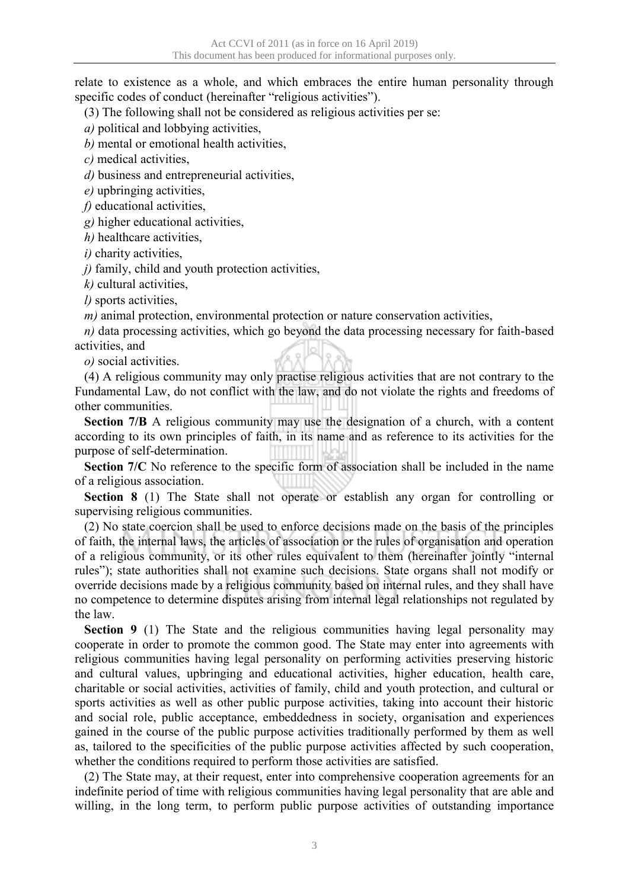relate to existence as a whole, and which embraces the entire human personality through specific codes of conduct (hereinafter "religious activities").

(3) The following shall not be considered as religious activities per se:

*a)* political and lobbying activities,

*b)* mental or emotional health activities,

*c)* medical activities,

*d)* business and entrepreneurial activities,

*e)* upbringing activities,

*f)* educational activities,

*g)* higher educational activities,

*h)* healthcare activities,

*i)* charity activities,

*j)* family, child and youth protection activities,

*k)* cultural activities,

*l)* sports activities,

*m)* animal protection, environmental protection or nature conservation activities,

*n)* data processing activities, which go beyond the data processing necessary for faith-based activities, and

*o)* social activities.

(4) A religious community may only practise religious activities that are not contrary to the Fundamental Law, do not conflict with the law, and do not violate the rights and freedoms of other communities.

**Section 7/B** A religious community may use the designation of a church, with a content according to its own principles of faith, in its name and as reference to its activities for the purpose of self-determination.

**Section 7/C** No reference to the specific form of association shall be included in the name of a religious association.

**Section 8** (1) The State shall not operate or establish any organ for controlling or supervising religious communities.

(2) No state coercion shall be used to enforce decisions made on the basis of the principles of faith, the internal laws, the articles of association or the rules of organisation and operation of a religious community, or its other rules equivalent to them (hereinafter jointly "internal rules"); state authorities shall not examine such decisions. State organs shall not modify or override decisions made by a religious community based on internal rules, and they shall have no competence to determine disputes arising from internal legal relationships not regulated by the law.

**Section 9** (1) The State and the religious communities having legal personality may cooperate in order to promote the common good. The State may enter into agreements with religious communities having legal personality on performing activities preserving historic and cultural values, upbringing and educational activities, higher education, health care, charitable or social activities, activities of family, child and youth protection, and cultural or sports activities as well as other public purpose activities, taking into account their historic and social role, public acceptance, embeddedness in society, organisation and experiences gained in the course of the public purpose activities traditionally performed by them as well as, tailored to the specificities of the public purpose activities affected by such cooperation, whether the conditions required to perform those activities are satisfied.

(2) The State may, at their request, enter into comprehensive cooperation agreements for an indefinite period of time with religious communities having legal personality that are able and willing, in the long term, to perform public purpose activities of outstanding importance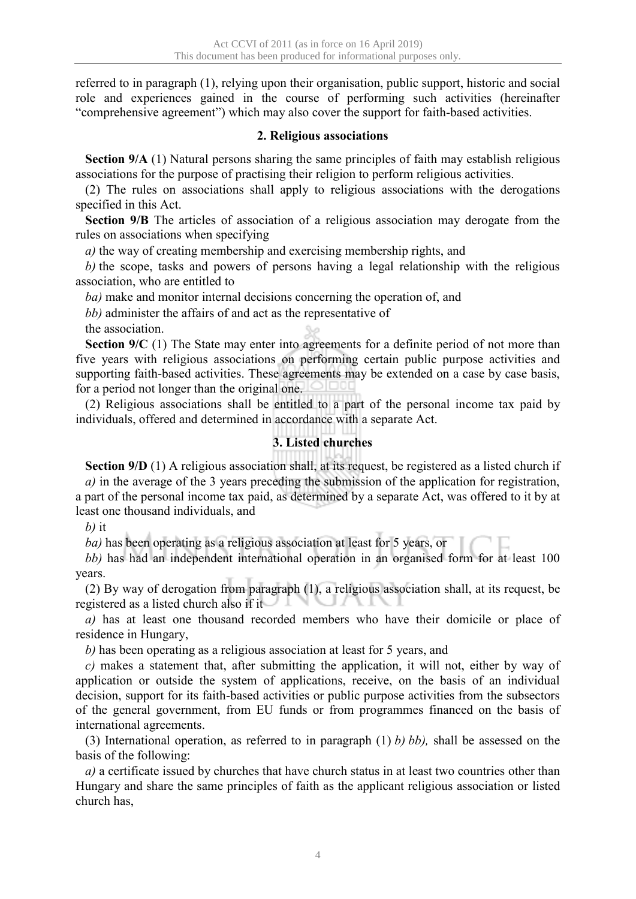referred to in paragraph (1), relying upon their organisation, public support, historic and social role and experiences gained in the course of performing such activities (hereinafter "comprehensive agreement") which may also cover the support for faith-based activities.

### 2. Religious associations

**Section 9/A** (1) Natural persons sharing the same principles of faith may establish religious associations for the purpose of practising their religion to perform religious activities.

(2) The rules on associations shall apply to religious associations with the derogations specified in this Act.

**Section 9/B** The articles of association of a religious association may derogate from the rules on associations when specifying

*a)* the way of creating membership and exercising membership rights, and

*b)* the scope, tasks and powers of persons having a legal relationship with the religious association, who are entitled to

*ba)* make and monitor internal decisions concerning the operation of, and

*bb)* administer the affairs of and act as the representative of

the association.

**Section 9/C** (1) The State may enter into agreements for a definite period of not more than five years with religious associations on performing certain public purpose activities and supporting faith-based activities. These agreements may be extended on a case by case basis, for a period not longer than the original one.

(2) Religious associations shall be entitled to a part of the personal income tax paid by individuals, offered and determined in accordance with a separate Act.

### 3. Listed churches

**Section 9/D** (1) A religious association shall, at its request, be registered as a listed church if

*a)* in the average of the 3 years preceding the submission of the application for registration, a part of the personal income tax paid, as determined by a separate Act, was offered to it by at least one thousand individuals, and

*b)* it

*ba)* has been operating as a religious association at least for 5 years, or

*bb)* has had an independent international operation in an organised form for at least 100 years.

(2) By way of derogation from paragraph (1), a religious association shall, at its request, be registered as a listed church also if it

*a)* has at least one thousand recorded members who have their domicile or place of residence in Hungary,

*b)* has been operating as a religious association at least for 5 years, and

*c)* makes a statement that, after submitting the application, it will not, either by way of application or outside the system of applications, receive, on the basis of an individual decision, support for its faith-based activities or public purpose activities from the subsectors of the general government, from EU funds or from programmes financed on the basis of international agreements.

(3) International operation, as referred to in paragraph (1) *b) bb),* shall be assessed on the basis of the following:

*a)* a certificate issued by churches that have church status in at least two countries other than Hungary and share the same principles of faith as the applicant religious association or listed church has,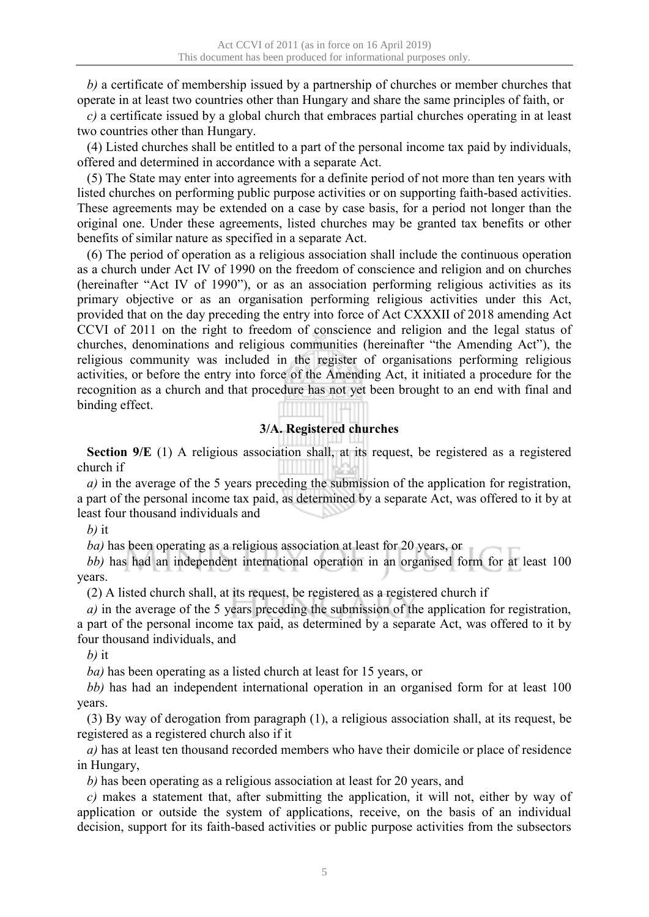*b)* a certificate of membership issued by a partnership of churches or member churches that operate in at least two countries other than Hungary and share the same principles of faith, or

*c)* a certificate issued by a global church that embraces partial churches operating in at least two countries other than Hungary.

(4) Listed churches shall be entitled to a part of the personal income tax paid by individuals, offered and determined in accordance with a separate Act.

(5) The State may enter into agreements for a definite period of not more than ten years with listed churches on performing public purpose activities or on supporting faith-based activities. These agreements may be extended on a case by case basis, for a period not longer than the original one. Under these agreements, listed churches may be granted tax benefits or other benefits of similar nature as specified in a separate Act.

(6) The period of operation as a religious association shall include the continuous operation as a church under Act IV of 1990 on the freedom of conscience and religion and on churches (hereinafter "Act IV of 1990"), or as an association performing religious activities as its primary objective or as an organisation performing religious activities under this Act, provided that on the day preceding the entry into force of Act CXXXII of 2018 amending Act CCVI of 2011 on the right to freedom of conscience and religion and the legal status of churches, denominations and religious communities (hereinafter "the Amending Act"), the religious community was included in the register of organisations performing religious activities, or before the entry into force of the Amending Act, it initiated a procedure for the recognition as a church and that procedure has not yet been brought to an end with final and binding effect.

### 3/A. Registered churches

**Section 9/E** (1) A religious association shall, at its request, be registered as a registered church if

*a)* in the average of the 5 years preceding the submission of the application for registration, a part of the personal income tax paid, as determined by a separate Act, was offered to it by at least four thousand individuals and

*b)* it

*ba)* has been operating as a religious association at least for 20 years, or

*bb)* has had an independent international operation in an organised form for at least 100 years.

(2) A listed church shall, at its request, be registered as a registered church if

*a)* in the average of the 5 years preceding the submission of the application for registration, a part of the personal income tax paid, as determined by a separate Act, was offered to it by four thousand individuals, and

*b)* it

*ba)* has been operating as a listed church at least for 15 years, or

*bb)* has had an independent international operation in an organised form for at least 100 years.

(3) By way of derogation from paragraph (1), a religious association shall, at its request, be registered as a registered church also if it

*a)* has at least ten thousand recorded members who have their domicile or place of residence in Hungary,

*b)* has been operating as a religious association at least for 20 years, and

*c)* makes a statement that, after submitting the application, it will not, either by way of application or outside the system of applications, receive, on the basis of an individual decision, support for its faith-based activities or public purpose activities from the subsectors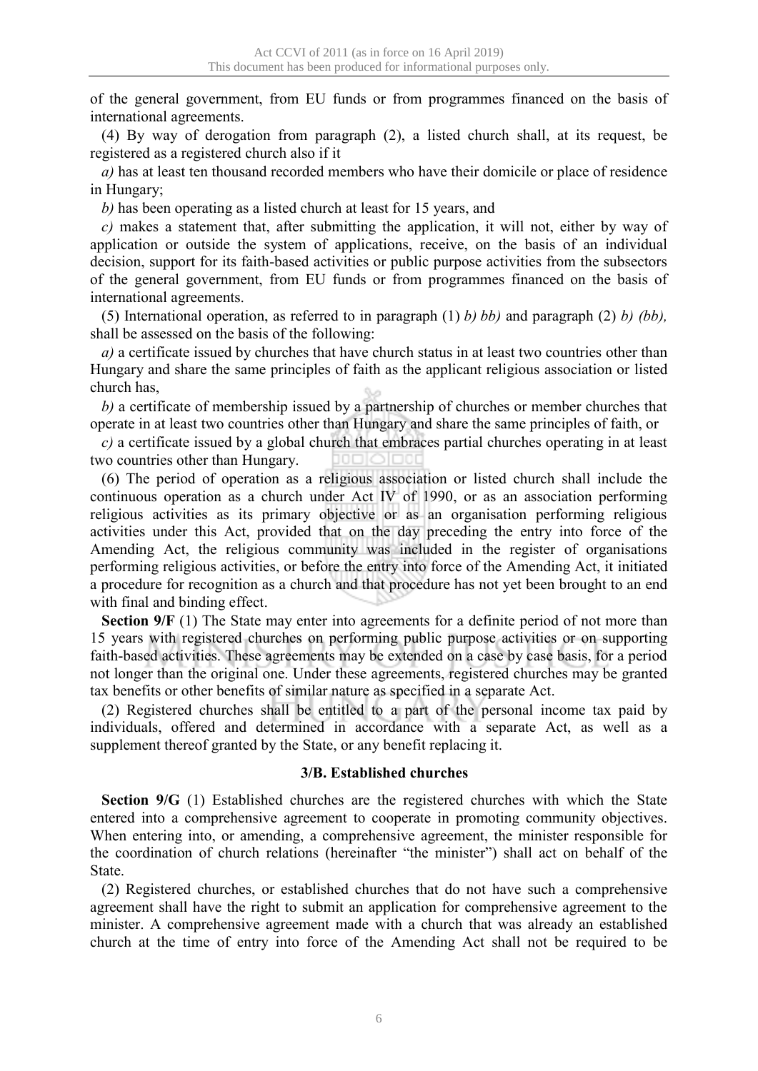of the general government, from EU funds or from programmes financed on the basis of international agreements.

(4) By way of derogation from paragraph (2), a listed church shall, at its request, be registered as a registered church also if it

*a)* has at least ten thousand recorded members who have their domicile or place of residence in Hungary;

*b)* has been operating as a listed church at least for 15 years, and

*c)* makes a statement that, after submitting the application, it will not, either by way of application or outside the system of applications, receive, on the basis of an individual decision, support for its faith-based activities or public purpose activities from the subsectors of the general government, from EU funds or from programmes financed on the basis of international agreements.

(5) International operation, as referred to in paragraph (1) *b) bb)* and paragraph (2) *b) (bb),* shall be assessed on the basis of the following:

*a)* a certificate issued by churches that have church status in at least two countries other than Hungary and share the same principles of faith as the applicant religious association or listed church has,

*b)* a certificate of membership issued by a partnership of churches or member churches that operate in at least two countries other than Hungary and share the same principles of faith, or

*c)* a certificate issued by a global church that embraces partial churches operating in at least two countries other than Hungary.

(6) The period of operation as a religious association or listed church shall include the continuous operation as a church under Act IV of 1990, or as an association performing religious activities as its primary objective or as an organisation performing religious activities under this Act, provided that on the day preceding the entry into force of the Amending Act, the religious community was included in the register of organisations performing religious activities, or before the entry into force of the Amending Act, it initiated a procedure for recognition as a church and that procedure has not yet been brought to an end with final and binding effect.

**Section 9/F** (1) The State may enter into agreements for a definite period of not more than 15 years with registered churches on performing public purpose activities or on supporting faith-based activities. These agreements may be extended on a case by case basis, for a period not longer than the original one. Under these agreements, registered churches may be granted tax benefits or other benefits of similar nature as specified in a separate Act.

(2) Registered churches shall be entitled to a part of the personal income tax paid by individuals, offered and determined in accordance with a separate Act, as well as a supplement thereof granted by the State, or any benefit replacing it.

### 3/B. Established churches

**Section 9/G** (1) Established churches are the registered churches with which the State entered into a comprehensive agreement to cooperate in promoting community objectives. When entering into, or amending, a comprehensive agreement, the minister responsible for the coordination of church relations (hereinafter "the minister") shall act on behalf of the State.

(2) Registered churches, or established churches that do not have such a comprehensive agreement shall have the right to submit an application for comprehensive agreement to the minister. A comprehensive agreement made with a church that was already an established church at the time of entry into force of the Amending Act shall not be required to be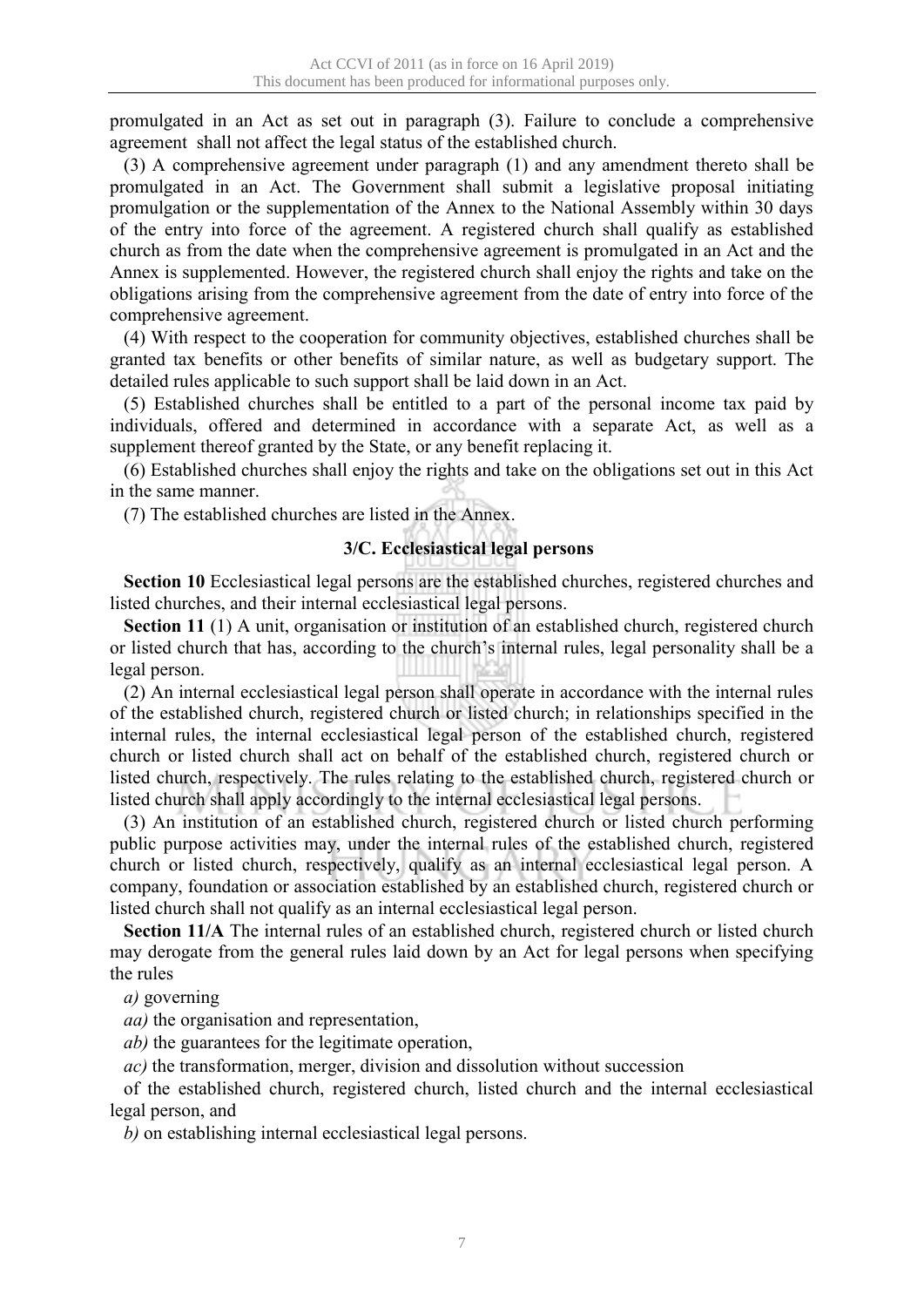promulgated in an Act as set out in paragraph (3). Failure to conclude a comprehensive agreement shall not affect the legal status of the established church.

(3) A comprehensive agreement under paragraph (1) and any amendment thereto shall be promulgated in an Act. The Government shall submit a legislative proposal initiating promulgation or the supplementation of the Annex to the National Assembly within 30 days of the entry into force of the agreement. A registered church shall qualify as established church as from the date when the comprehensive agreement is promulgated in an Act and the Annex is supplemented. However, the registered church shall enjoy the rights and take on the obligations arising from the comprehensive agreement from the date of entry into force of the comprehensive agreement.

(4) With respect to the cooperation for community objectives, established churches shall be granted tax benefits or other benefits of similar nature, as well as budgetary support. The detailed rules applicable to such support shall be laid down in an Act.

(5) Established churches shall be entitled to a part of the personal income tax paid by individuals, offered and determined in accordance with a separate Act, as well as a supplement thereof granted by the State, or any benefit replacing it.

(6) Established churches shall enjoy the rights and take on the obligations set out in this Act in the same manner.

(7) The established churches are listed in the Annex.

### 3/C. Ecclesiastical legal persons

**Section 10** Ecclesiastical legal persons are the established churches, registered churches and listed churches, and their internal ecclesiastical legal persons.

**Section 11** (1) A unit, organisation or institution of an established church, registered church or listed church that has, according to the church's internal rules, legal personality shall be a legal person.

(2) An internal ecclesiastical legal person shall operate in accordance with the internal rules of the established church, registered church or listed church; in relationships specified in the internal rules, the internal ecclesiastical legal person of the established church, registered church or listed church shall act on behalf of the established church, registered church or listed church, respectively. The rules relating to the established church, registered church or listed church shall apply accordingly to the internal ecclesiastical legal persons.

(3) An institution of an established church, registered church or listed church performing public purpose activities may, under the internal rules of the established church, registered church or listed church, respectively, qualify as an internal ecclesiastical legal person. A company, foundation or association established by an established church, registered church or listed church shall not qualify as an internal ecclesiastical legal person.

**Section 11/A** The internal rules of an established church, registered church or listed church may derogate from the general rules laid down by an Act for legal persons when specifying the rules

*a)* governing

*aa)* the organisation and representation,

*ab)* the guarantees for the legitimate operation,

*ac)* the transformation, merger, division and dissolution without succession

of the established church, registered church, listed church and the internal ecclesiastical legal person, and

*b)* on establishing internal ecclesiastical legal persons.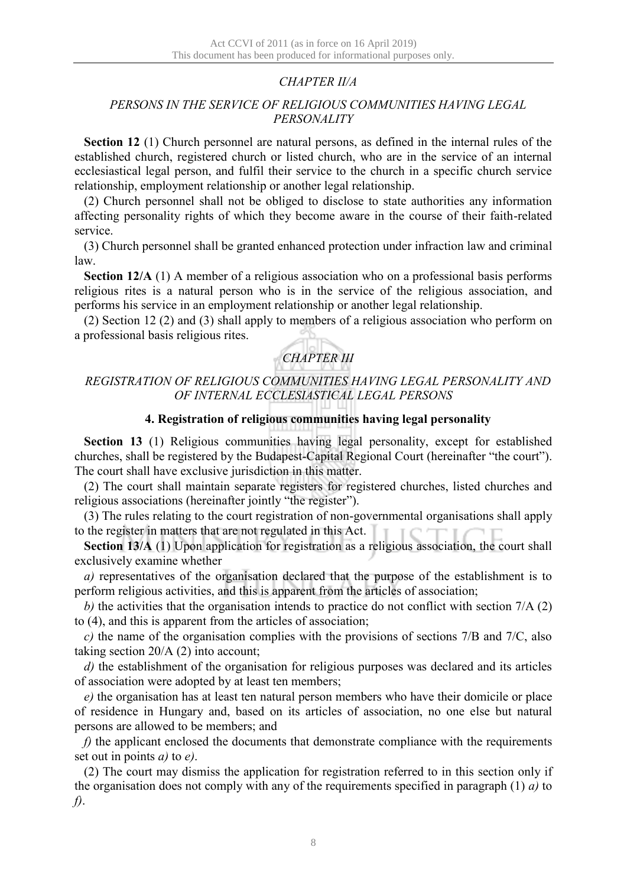*CHAPTER II/A*

*PERSONS IN THE SERVICE OF RELIGIOUS COMMUNITIES HAVING LEGAL PERSONALITY*

**Section 12** (1) Church personnel are natural persons, as defined in the internal rules of the established church, registered church or listed church, who are in the service of an internal ecclesiastical legal person, and fulfil their service to the church in a specific church service relationship, employment relationship or another legal relationship.

(2) Church personnel shall not be obliged to disclose to state authorities any information affecting personality rights of which they become aware in the course of their faith-related service.

(3) Church personnel shall be granted enhanced protection under infraction law and criminal law.

**Section 12/A** (1) A member of a religious association who on a professional basis performs religious rites is a natural person who is in the service of the religious association, and performs his service in an employment relationship or another legal relationship.

(2) Section 12 (2) and (3) shall apply to members of a religious association who perform on a professional basis religious rites.

*CHAPTER III*

*REGISTRATION OF RELIGIOUS COMMUNITIES HAVING LEGAL PERSONALITY AND OF INTERNAL ECCLESIASTICAL LEGAL PERSONS*

**4. Registration of religious communities having legal personality**

**Section 13** (1) Religious communities having legal personality, except for established churches, shall be registered by the Budapest-Capital Regional Court (hereinafter "the court"). The court shall have exclusive jurisdiction in this matter.

(2) The court shall maintain separate registers for registered churches, listed churches and religious associations (hereinafter jointly "the register").

(3) The rules relating to the court registration of non-governmental organisations shall apply to the register in matters that are not regulated in this Act.

**Section 13/A** (1) Upon application for registration as a religious association, the court shall exclusively examine whether

*a)* representatives of the organisation declared that the purpose of the establishment is to perform religious activities, and this is apparent from the articles of association;

*b)* the activities that the organisation intends to practice do not conflict with section 7/A (2) to (4), and this is apparent from the articles of association;

*c)* the name of the organisation complies with the provisions of sections 7/B and 7/C, also taking section 20/A (2) into account;

*d)* the establishment of the organisation for religious purposes was declared and its articles of association were adopted by at least ten members;

*e)* the organisation has at least ten natural person members who have their domicile or place of residence in Hungary and, based on its articles of association, no one else but natural persons are allowed to be members; and

*f)* the applicant enclosed the documents that demonstrate compliance with the requirements set out in points *a)* to *e)*.

(2) The court may dismiss the application for registration referred to in this section only if the organisation does not comply with any of the requirements specified in paragraph (1) *a)* to *f)*.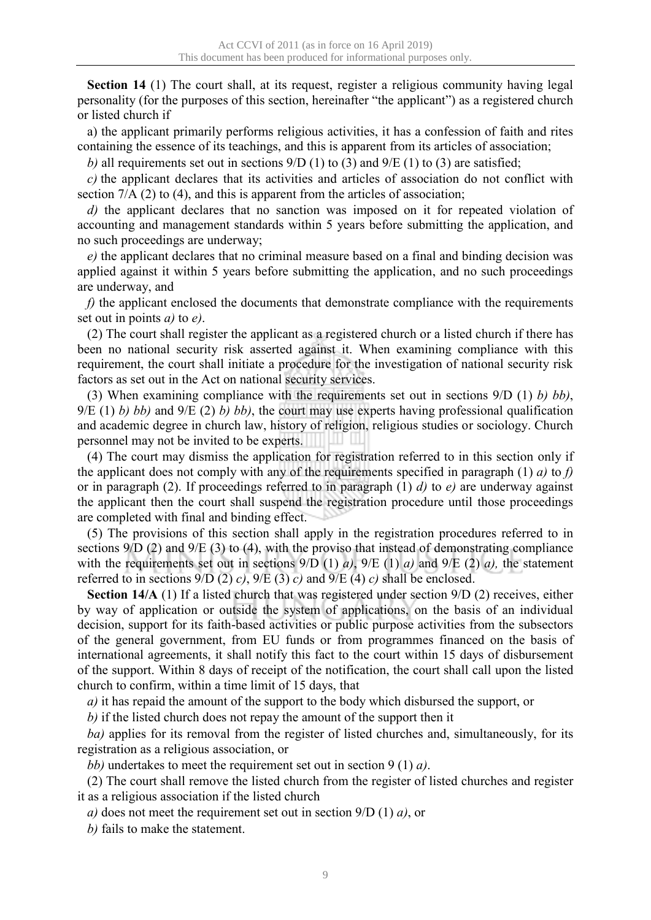**Section 14** (1) The court shall, at its request, register a religious community having legal personality (for the purposes of this section, hereinafter "the applicant") as a registered church or listed church if

a) the applicant primarily performs religious activities, it has a confession of faith and rites containing the essence of its teachings, and this is apparent from its articles of association;

*b)* all requirements set out in sections 9/D (1) to (3) and 9/E (1) to (3) are satisfied;

*c)* the applicant declares that its activities and articles of association do not conflict with section 7/A (2) to (4), and this is apparent from the articles of association;

*d)* the applicant declares that no sanction was imposed on it for repeated violation of accounting and management standards within 5 years before submitting the application, and no such proceedings are underway;

*e)* the applicant declares that no criminal measure based on a final and binding decision was applied against it within 5 years before submitting the application, and no such proceedings are underway, and

*f)* the applicant enclosed the documents that demonstrate compliance with the requirements set out in points *a)* to *e)*.

(2) The court shall register the applicant as a registered church or a listed church if there has been no national security risk asserted against it. When examining compliance with this requirement, the court shall initiate a procedure for the investigation of national security risk factors as set out in the Act on national security services.

(3) When examining compliance with the requirements set out in sections 9/D (1) *b) bb)*, 9/E (1) *b) bb)* and 9/E (2) *b) bb)*, the court may use experts having professional qualification and academic degree in church law, history of religion, religious studies or sociology. Church personnel may not be invited to be experts.

(4) The court may dismiss the application for registration referred to in this section only if the applicant does not comply with any of the requirements specified in paragraph (1) *a)* to *f)* or in paragraph (2). If proceedings referred to in paragraph (1) *d)* to *e)* are underway against the applicant then the court shall suspend the registration procedure until those proceedings are completed with final and binding effect.

(5) The provisions of this section shall apply in the registration procedures referred to in sections 9/D (2) and 9/E (3) to (4), with the proviso that instead of demonstrating compliance with the requirements set out in sections 9/D (1) *a)*, 9/E (1) *a)* and 9/E (2) *a),* the statement referred to in sections 9/D (2) *c)*, 9/E (3) *c)* and 9/E (4) *c)* shall be enclosed.

**Section 14/A** (1) If a listed church that was registered under section 9/D (2) receives, either by way of application or outside the system of applications, on the basis of an individual decision, support for its faith-based activities or public purpose activities from the subsectors of the general government, from EU funds or from programmes financed on the basis of international agreements, it shall notify this fact to the court within 15 days of disbursement of the support. Within 8 days of receipt of the notification, the court shall call upon the listed church to confirm, within a time limit of 15 days, that

*a)* it has repaid the amount of the support to the body which disbursed the support, or

*b)* if the listed church does not repay the amount of the support then it

*ba)* applies for its removal from the register of listed churches and, simultaneously, for its registration as a religious association, or

*bb)* undertakes to meet the requirement set out in section 9 (1) *a)*.

(2) The court shall remove the listed church from the register of listed churches and register it as a religious association if the listed church

*a)* does not meet the requirement set out in section 9/D (1) *a)*, or

*b)* fails to make the statement.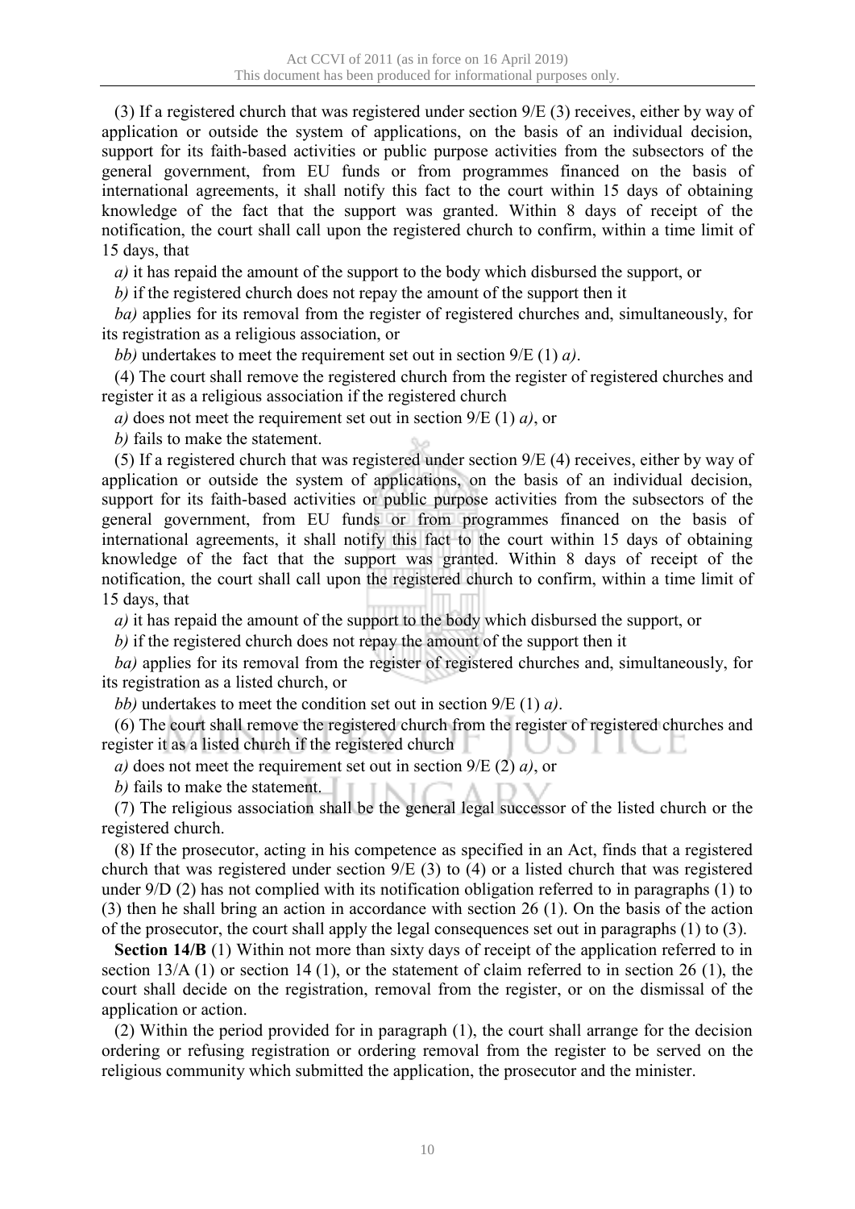(3) If a registered church that was registered under section 9/E (3) receives, either by way of application or outside the system of applications, on the basis of an individual decision, support for its faith-based activities or public purpose activities from the subsectors of the general government, from EU funds or from programmes financed on the basis of international agreements, it shall notify this fact to the court within 15 days of obtaining knowledge of the fact that the support was granted. Within 8 days of receipt of the notification, the court shall call upon the registered church to confirm, within a time limit of 15 days, that

*a)* it has repaid the amount of the support to the body which disbursed the support, or

*b)* if the registered church does not repay the amount of the support then it

*ba)* applies for its removal from the register of registered churches and, simultaneously, for its registration as a religious association, or

*bb)* undertakes to meet the requirement set out in section 9/E (1) *a)*.

(4) The court shall remove the registered church from the register of registered churches and register it as a religious association if the registered church

*a)* does not meet the requirement set out in section 9/E (1) *a)*, or

*b)* fails to make the statement.

(5) If a registered church that was registered under section 9/E (4) receives, either by way of application or outside the system of applications, on the basis of an individual decision, support for its faith-based activities or public purpose activities from the subsectors of the general government, from EU funds or from programmes financed on the basis of international agreements, it shall notify this fact to the court within 15 days of obtaining knowledge of the fact that the support was granted. Within 8 days of receipt of the notification, the court shall call upon the registered church to confirm, within a time limit of 15 days, that

*a)* it has repaid the amount of the support to the body which disbursed the support, or

*b)* if the registered church does not repay the amount of the support then it

*ba)* applies for its removal from the register of registered churches and, simultaneously, for its registration as a listed church, or

*bb)* undertakes to meet the condition set out in section 9/E (1) *a)*.

(6) The court shall remove the registered church from the register of registered churches and register it as a listed church if the registered church

*a)* does not meet the requirement set out in section 9/E (2) *a)*, or

*b)* fails to make the statement.

(7) The religious association shall be the general legal successor of the listed church or the registered church.

(8) If the prosecutor, acting in his competence as specified in an Act, finds that a registered church that was registered under section 9/E (3) to (4) or a listed church that was registered under 9/D (2) has not complied with its notification obligation referred to in paragraphs (1) to (3) then he shall bring an action in accordance with section 26 (1). On the basis of the action of the prosecutor, the court shall apply the legal consequences set out in paragraphs (1) to (3).

**Section 14/B** (1) Within not more than sixty days of receipt of the application referred to in section 13/A (1) or section 14 (1), or the statement of claim referred to in section 26 (1), the court shall decide on the registration, removal from the register, or on the dismissal of the application or action.

(2) Within the period provided for in paragraph (1), the court shall arrange for the decision ordering or refusing registration or ordering removal from the register to be served on the religious community which submitted the application, the prosecutor and the minister.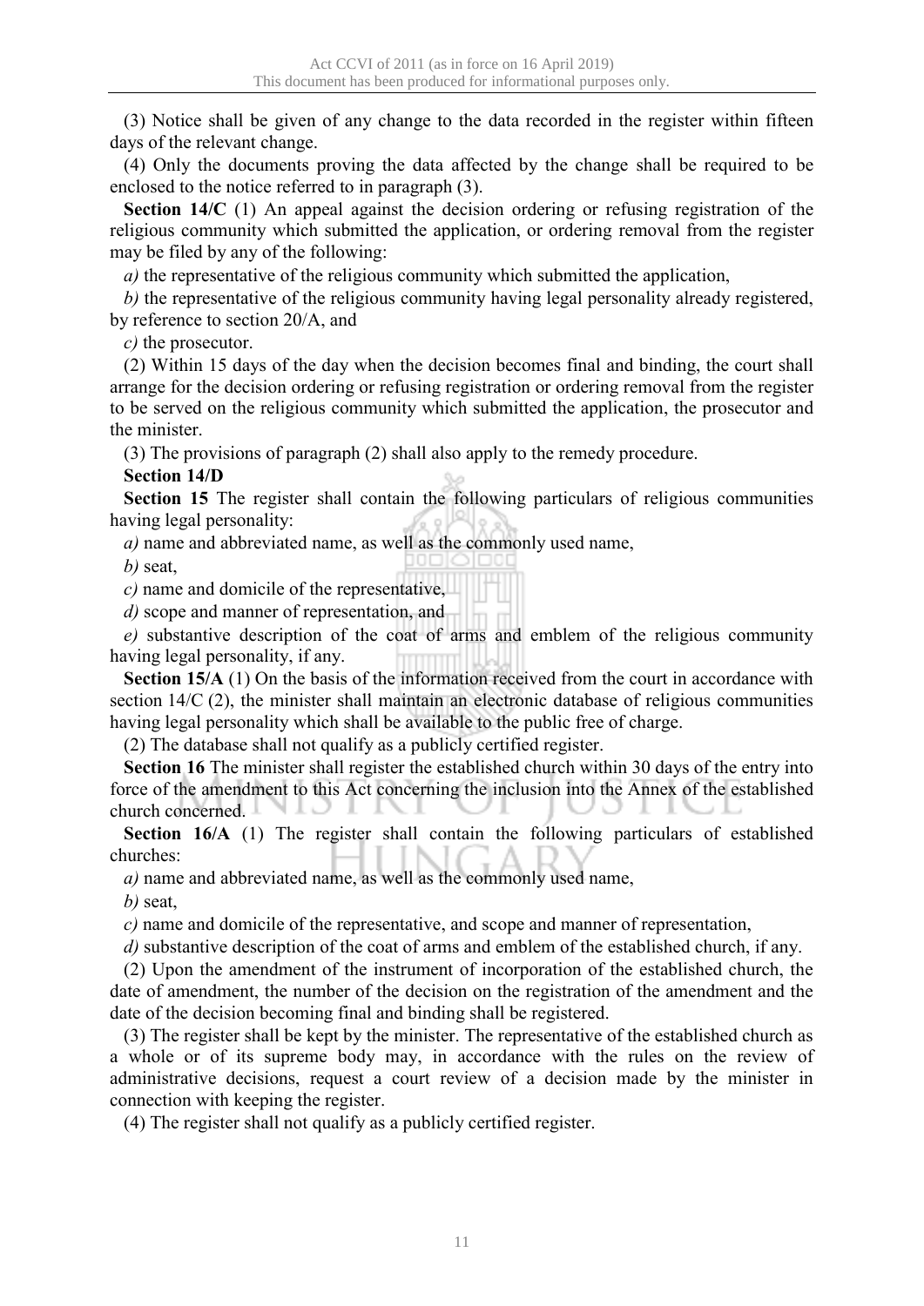(3) Notice shall be given of any change to the data recorded in the register within fifteen days of the relevant change.

(4) Only the documents proving the data affected by the change shall be required to be enclosed to the notice referred to in paragraph (3).

**Section 14/C** (1) An appeal against the decision ordering or refusing registration of the religious community which submitted the application, or ordering removal from the register may be filed by any of the following:

*a)* the representative of the religious community which submitted the application,

*b)* the representative of the religious community having legal personality already registered, by reference to section 20/A, and

*c)* the prosecutor.

(2) Within 15 days of the day when the decision becomes final and binding, the court shall arrange for the decision ordering or refusing registration or ordering removal from the register to be served on the religious community which submitted the application, the prosecutor and the minister.

(3) The provisions of paragraph (2) shall also apply to the remedy procedure.

**Section 14/D**

**Section 15** The register shall contain the following particulars of religious communities having legal personality:

*a)* name and abbreviated name, as well as the commonly used name,

*b)* seat,

*c)* name and domicile of the representative,

*d)* scope and manner of representation, and

*e)* substantive description of the coat of arms and emblem of the religious community having legal personality, if any.

**Section 15/A** (1) On the basis of the information received from the court in accordance with section 14/C (2), the minister shall maintain an electronic database of religious communities having legal personality which shall be available to the public free of charge.

(2) The database shall not qualify as a publicly certified register.

**Section 16** The minister shall register the established church within 30 days of the entry into force of the amendment to this Act concerning the inclusion into the Annex of the established church concerned.

**Section 16/A** (1) The register shall contain the following particulars of established churches:

*a)* name and abbreviated name, as well as the commonly used name,

*b)* seat,

*c)* name and domicile of the representative, and scope and manner of representation,

*d)* substantive description of the coat of arms and emblem of the established church, if any.

(2) Upon the amendment of the instrument of incorporation of the established church, the date of amendment, the number of the decision on the registration of the amendment and the date of the decision becoming final and binding shall be registered.

(3) The register shall be kept by the minister. The representative of the established church as a whole or of its supreme body may, in accordance with the rules on the review of administrative decisions, request a court review of a decision made by the minister in connection with keeping the register.

(4) The register shall not qualify as a publicly certified register.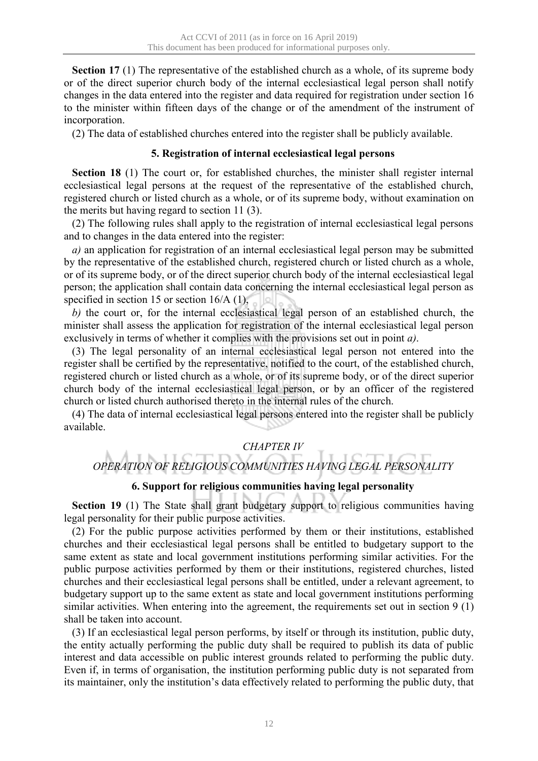**Section 17** (1) The representative of the established church as a whole, of its supreme body or of the direct superior church body of the internal ecclesiastical legal person shall notify changes in the data entered into the register and data required for registration under section 16 to the minister within fifteen days of the change or of the amendment of the instrument of incorporation.

(2) The data of established churches entered into the register shall be publicly available.

### 5. Registration of internal ecclesiastical legal persons

**Section 18** (1) The court or, for established churches, the minister shall register internal ecclesiastical legal persons at the request of the representative of the established church, registered church or listed church as a whole, or of its supreme body, without examination on the merits but having regard to section 11 (3).

(2) The following rules shall apply to the registration of internal ecclesiastical legal persons and to changes in the data entered into the register:

*a)* an application for registration of an internal ecclesiastical legal person may be submitted by the representative of the established church, registered church or listed church as a whole, or of its supreme body, or of the direct superior church body of the internal ecclesiastical legal person; the application shall contain data concerning the internal ecclesiastical legal person as specified in section 15 or section 16/A (1),

*b)* the court or, for the internal ecclesiastical legal person of an established church, the minister shall assess the application for registration of the internal ecclesiastical legal person exclusively in terms of whether it complies with the provisions set out in point *a)*.

(3) The legal personality of an internal ecclesiastical legal person not entered into the register shall be certified by the representative, notified to the court, of the established church, registered church or listed church as a whole, or of its supreme body, or of the direct superior church body of the internal ecclesiastical legal person, or by an officer of the registered church or listed church authorised thereto in the internal rules of the church.

(4) The data of internal ecclesiastical legal persons entered into the register shall be publicly available.

## *CHAPTER IV*

## *OPERATION OF RELIGIOUS COMMUNITIES HAVING LEGAL PERSONALITY*

### 6. Support for religious communities having legal personality

**Section 19** (1) The State shall grant budgetary support to religious communities having legal personality for their public purpose activities.

(2) For the public purpose activities performed by them or their institutions, established churches and their ecclesiastical legal persons shall be entitled to budgetary support to the same extent as state and local government institutions performing similar activities. For the public purpose activities performed by them or their institutions, registered churches, listed churches and their ecclesiastical legal persons shall be entitled, under a relevant agreement, to budgetary support up to the same extent as state and local government institutions performing similar activities. When entering into the agreement, the requirements set out in section 9 (1) shall be taken into account.

(3) If an ecclesiastical legal person performs, by itself or through its institution, public duty, the entity actually performing the public duty shall be required to publish its data of public interest and data accessible on public interest grounds related to performing the public duty. Even if, in terms of organisation, the institution performing public duty is not separated from its maintainer, only the institution's data effectively related to performing the public duty, that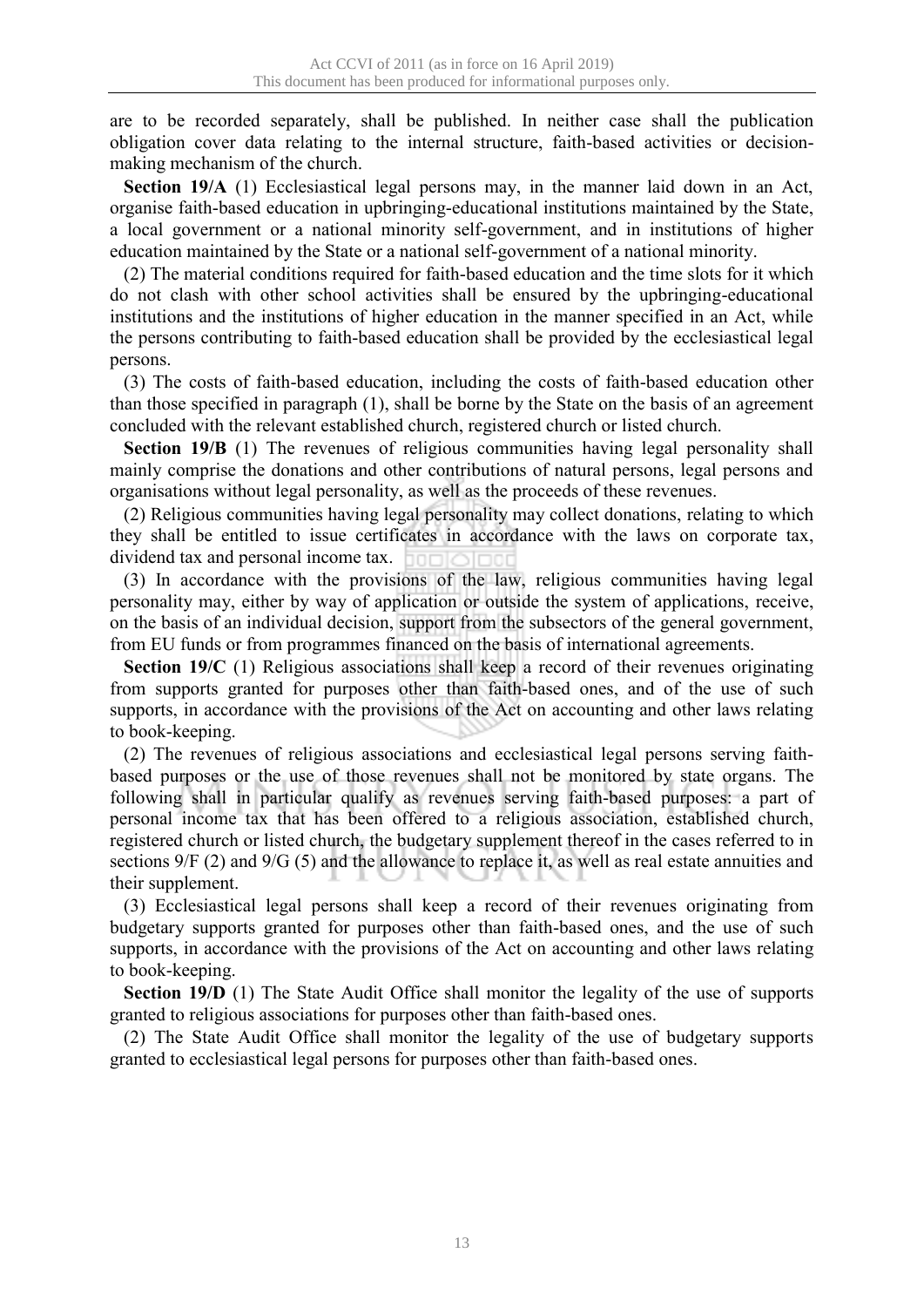are to be recorded separately, shall be published. In neither case shall the publication obligation cover data relating to the internal structure, faith-based activities or decision-making mechanism of the church.

**Section 19/A** (1) Ecclesiastical legal persons may, in the manner laid down in an Act, organise faith-based education in upbringing-educational institutions maintained by the State, a local government or a national minority self-government, and in institutions of higher education maintained by the State or a national self-government of a national minority.

(2) The material conditions required for faith-based education and the time slots for it which do not clash with other school activities shall be ensured by the upbringing-educational institutions and the institutions of higher education in the manner specified in an Act, while the persons contributing to faith-based education shall be provided by the ecclesiastical legal persons.

(3) The costs of faith-based education, including the costs of faith-based education other than those specified in paragraph (1), shall be borne by the State on the basis of an agreement concluded with the relevant established church, registered church or listed church.

**Section 19/B** (1) The revenues of religious communities having legal personality shall mainly comprise the donations and other contributions of natural persons, legal persons and organisations without legal personality, as well as the proceeds of these revenues.

(2) Religious communities having legal personality may collect donations, relating to which they shall be entitled to issue certificates in accordance with the laws on corporate tax, dividend tax and personal income tax.

(3) In accordance with the provisions of the law, religious communities having legal personality may, either by way of application or outside the system of applications, receive, on the basis of an individual decision, support from the subsectors of the general government, from EU funds or from programmes financed on the basis of international agreements.

**Section 19/C** (1) Religious associations shall keep a record of their revenues originating from supports granted for purposes other than faith-based ones, and of the use of such supports, in accordance with the provisions of the Act on accounting and other laws relating to book-keeping.

(2) The revenues of religious associations and ecclesiastical legal persons serving faith-based purposes or the use of those revenues shall not be monitored by state organs. The following shall in particular qualify as revenues serving faith-based purposes: a part of personal income tax that has been offered to a religious association, established church, registered church or listed church, the budgetary supplement thereof in the cases referred to in sections 9/F (2) and 9/G (5) and the allowance to replace it, as well as real estate annuities and their supplement.

(3) Ecclesiastical legal persons shall keep a record of their revenues originating from budgetary supports granted for purposes other than faith-based ones, and the use of such supports, in accordance with the provisions of the Act on accounting and other laws relating to book-keeping.

**Section 19/D** (1) The State Audit Office shall monitor the legality of the use of supports granted to religious associations for purposes other than faith-based ones.

(2) The State Audit Office shall monitor the legality of the use of budgetary supports granted to ecclesiastical legal persons for purposes other than faith-based ones.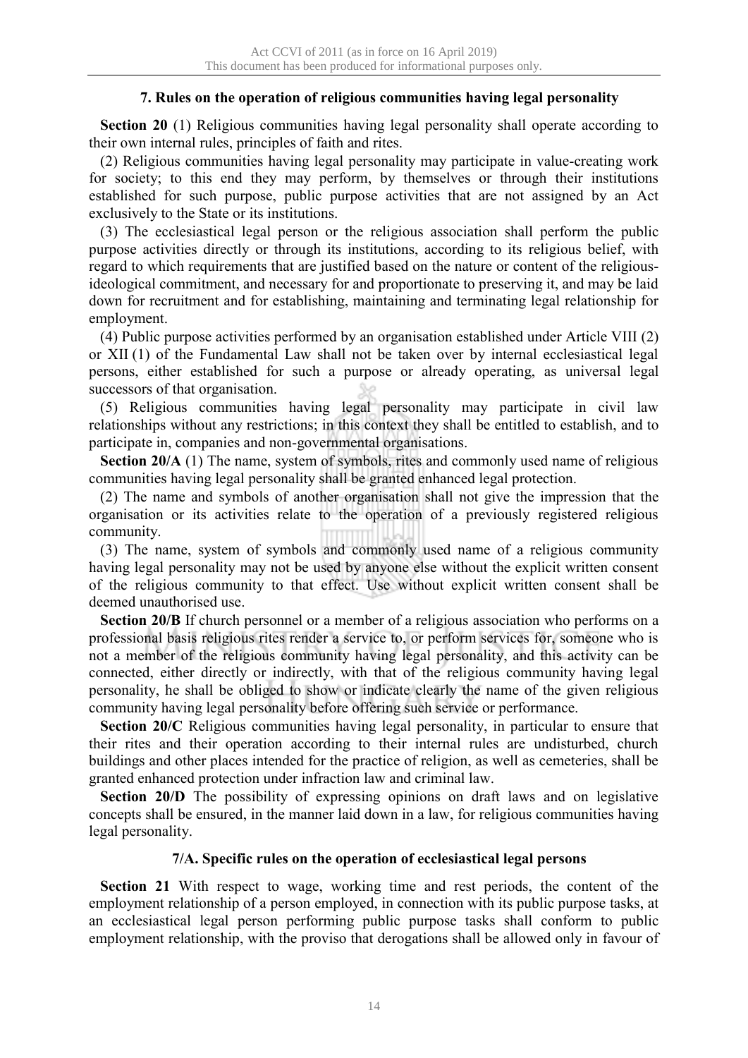### 7. Rules on the operation of religious communities having legal personality

**Section 20** (1) Religious communities having legal personality shall operate according to their own internal rules, principles of faith and rites.

(2) Religious communities having legal personality may participate in value-creating work for society; to this end they may perform, by themselves or through their institutions established for such purpose, public purpose activities that are not assigned by an Act exclusively to the State or its institutions.

(3) The ecclesiastical legal person or the religious association shall perform the public purpose activities directly or through its institutions, according to its religious belief, with regard to which requirements that are justified based on the nature or content of the religious-ideological commitment, and necessary for and proportionate to preserving it, and may be laid down for recruitment and for establishing, maintaining and terminating legal relationship for employment.

(4) Public purpose activities performed by an organisation established under Article VIII (2) or XII (1) of the Fundamental Law shall not be taken over by internal ecclesiastical legal persons, either established for such a purpose or already operating, as universal legal successors of that organisation.

(5) Religious communities having legal personality may participate in civil law relationships without any restrictions; in this context they shall be entitled to establish, and to participate in, companies and non-governmental organisations.

**Section 20/A** (1) The name, system of symbols, rites and commonly used name of religious communities having legal personality shall be granted enhanced legal protection.

(2) The name and symbols of another organisation shall not give the impression that the organisation or its activities relate to the operation of a previously registered religious community.

(3) The name, system of symbols and commonly used name of a religious community having legal personality may not be used by anyone else without the explicit written consent of the religious community to that effect. Use without explicit written consent shall be deemed unauthorised use.

**Section 20/B** If church personnel or a member of a religious association who performs on a professional basis religious rites render a service to, or perform services for, someone who is not a member of the religious community having legal personality, and this activity can be connected, either directly or indirectly, with that of the religious community having legal personality, he shall be obliged to show or indicate clearly the name of the given religious community having legal personality before offering such service or performance.

**Section 20/C** Religious communities having legal personality, in particular to ensure that their rites and their operation according to their internal rules are undisturbed, church buildings and other places intended for the practice of religion, as well as cemeteries, shall be granted enhanced protection under infraction law and criminal law.

**Section 20/D** The possibility of expressing opinions on draft laws and on legislative concepts shall be ensured, in the manner laid down in a law, for religious communities having legal personality.

### 7/A. Specific rules on the operation of ecclesiastical legal persons

**Section 21** With respect to wage, working time and rest periods, the content of the employment relationship of a person employed, in connection with its public purpose tasks, at an ecclesiastical legal person performing public purpose tasks shall conform to public employment relationship, with the proviso that derogations shall be allowed only in favour of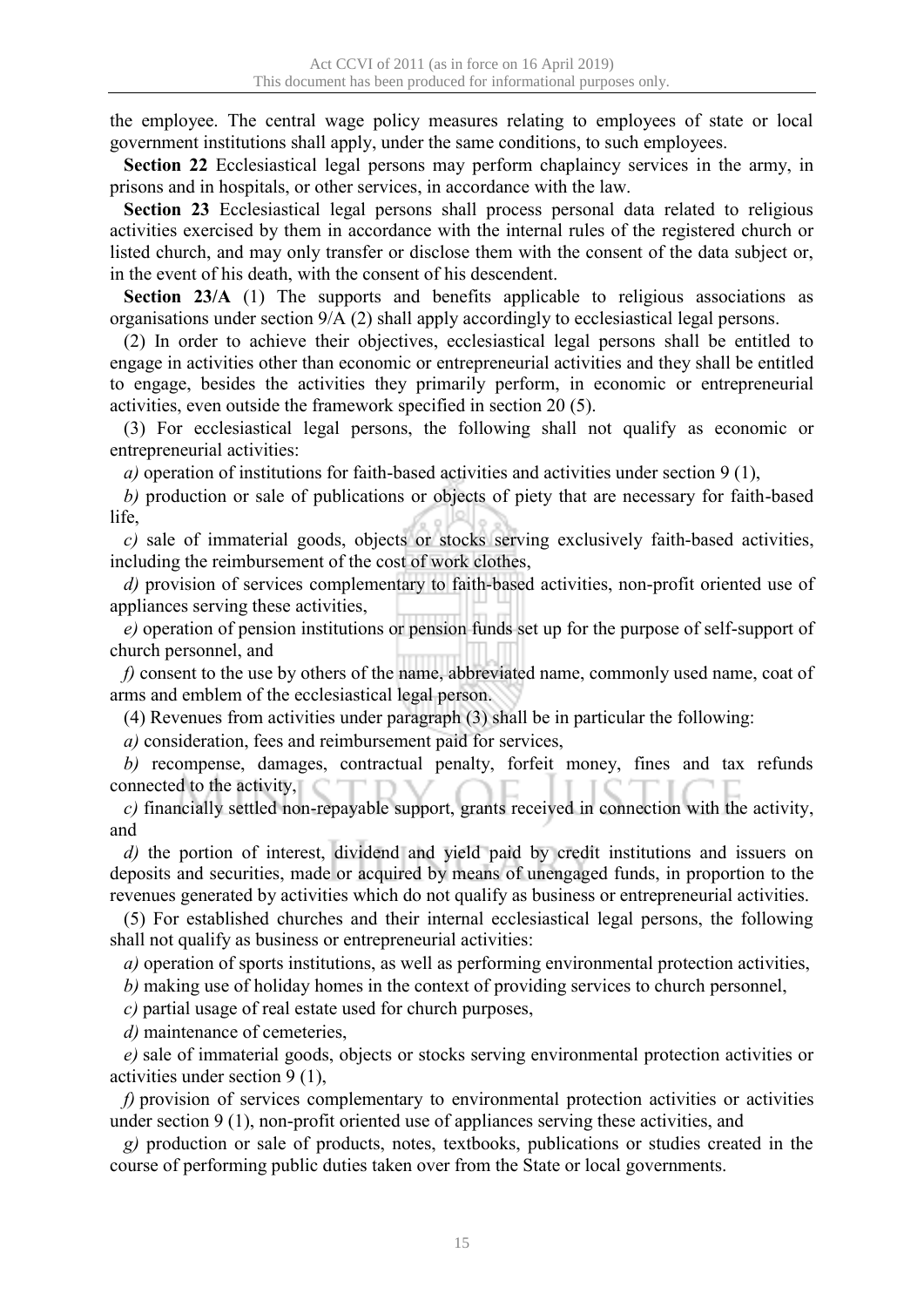the employee. The central wage policy measures relating to employees of state or local government institutions shall apply, under the same conditions, to such employees.

**Section 22** Ecclesiastical legal persons may perform chaplaincy services in the army, in prisons and in hospitals, or other services, in accordance with the law.

**Section 23** Ecclesiastical legal persons shall process personal data related to religious activities exercised by them in accordance with the internal rules of the registered church or listed church, and may only transfer or disclose them with the consent of the data subject or, in the event of his death, with the consent of his descendent.

**Section 23/A** (1) The supports and benefits applicable to religious associations as organisations under section 9/A (2) shall apply accordingly to ecclesiastical legal persons.

(2) In order to achieve their objectives, ecclesiastical legal persons shall be entitled to engage in activities other than economic or entrepreneurial activities and they shall be entitled to engage, besides the activities they primarily perform, in economic or entrepreneurial activities, even outside the framework specified in section 20 (5).

(3) For ecclesiastical legal persons, the following shall not qualify as economic or entrepreneurial activities:

*a)* operation of institutions for faith-based activities and activities under section 9 (1),

*b)* production or sale of publications or objects of piety that are necessary for faith-based life,

*c)* sale of immaterial goods, objects or stocks serving exclusively faith-based activities, including the reimbursement of the cost of work clothes,

*d)* provision of services complementary to faith-based activities, non-profit oriented use of appliances serving these activities,

*e)* operation of pension institutions or pension funds set up for the purpose of self-support of church personnel, and

*f)* consent to the use by others of the name, abbreviated name, commonly used name, coat of arms and emblem of the ecclesiastical legal person.

(4) Revenues from activities under paragraph (3) shall be in particular the following:

*a)* consideration, fees and reimbursement paid for services,

*b)* recompense, damages, contractual penalty, forfeit money, fines and tax refunds connected to the activity,

*c)* financially settled non-repayable support, grants received in connection with the activity, and

*d)* the portion of interest, dividend and yield paid by credit institutions and issuers on deposits and securities, made or acquired by means of unengaged funds, in proportion to the revenues generated by activities which do not qualify as business or entrepreneurial activities.

(5) For established churches and their internal ecclesiastical legal persons, the following shall not qualify as business or entrepreneurial activities:

*a)* operation of sports institutions, as well as performing environmental protection activities,

*b)* making use of holiday homes in the context of providing services to church personnel,

*c)* partial usage of real estate used for church purposes,

*d)* maintenance of cemeteries,

*e)* sale of immaterial goods, objects or stocks serving environmental protection activities or activities under section 9 (1),

*f)* provision of services complementary to environmental protection activities or activities under section 9 (1), non-profit oriented use of appliances serving these activities, and

*g)* production or sale of products, notes, textbooks, publications or studies created in the course of performing public duties taken over from the State or local governments.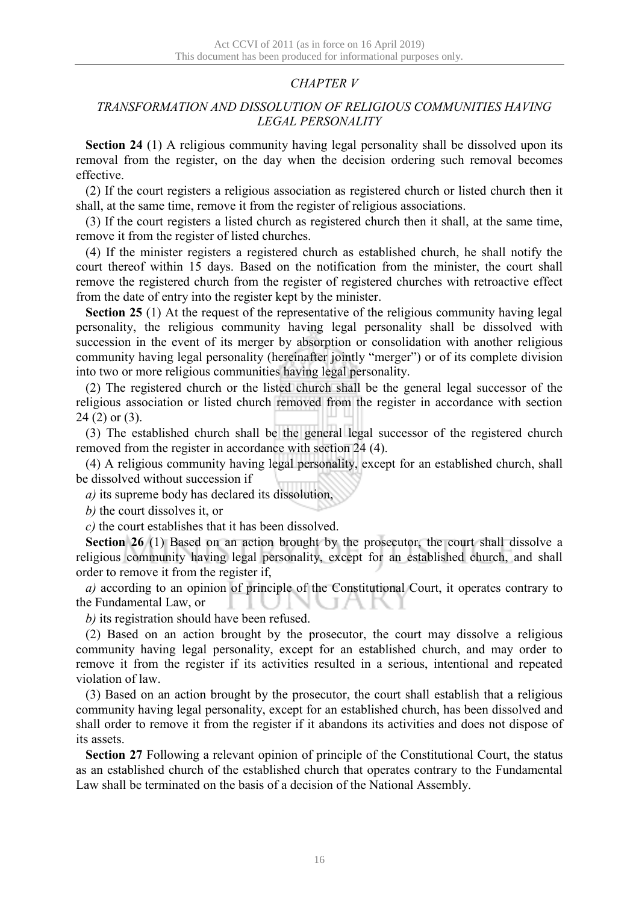## *CHAPTER V*

### *TRANSFORMATION AND DISSOLUTION OF RELIGIOUS COMMUNITIES HAVING LEGAL PERSONALITY*

**Section 24** (1) A religious community having legal personality shall be dissolved upon its removal from the register, on the day when the decision ordering such removal becomes effective.

(2) If the court registers a religious association as registered church or listed church then it shall, at the same time, remove it from the register of religious associations.

(3) If the court registers a listed church as registered church then it shall, at the same time, remove it from the register of listed churches.

(4) If the minister registers a registered church as established church, he shall notify the court thereof within 15 days. Based on the notification from the minister, the court shall remove the registered church from the register of registered churches with retroactive effect from the date of entry into the register kept by the minister.

**Section 25** (1) At the request of the representative of the religious community having legal personality, the religious community having legal personality shall be dissolved with succession in the event of its merger by absorption or consolidation with another religious community having legal personality (hereinafter jointly "merger") or of its complete division into two or more religious communities having legal personality.

(2) The registered church or the listed church shall be the general legal successor of the religious association or listed church removed from the register in accordance with section 24 (2) or (3).

(3) The established church shall be the general legal successor of the registered church removed from the register in accordance with section 24 (4).

(4) A religious community having legal personality, except for an established church, shall be dissolved without succession if

*a)* its supreme body has declared its dissolution,

*b)* the court dissolves it, or

*c)* the court establishes that it has been dissolved.

**Section 26** (1) Based on an action brought by the prosecutor, the court shall dissolve a religious community having legal personality, except for an established church, and shall order to remove it from the register if,

*a)* according to an opinion of principle of the Constitutional Court, it operates contrary to the Fundamental Law, or

*b)* its registration should have been refused.

(2) Based on an action brought by the prosecutor, the court may dissolve a religious community having legal personality, except for an established church, and may order to remove it from the register if its activities resulted in a serious, intentional and repeated violation of law.

(3) Based on an action brought by the prosecutor, the court shall establish that a religious community having legal personality, except for an established church, has been dissolved and shall order to remove it from the register if it abandons its activities and does not dispose of its assets.

**Section 27** Following a relevant opinion of principle of the Constitutional Court, the status as an established church of the established church that operates contrary to the Fundamental Law shall be terminated on the basis of a decision of the National Assembly.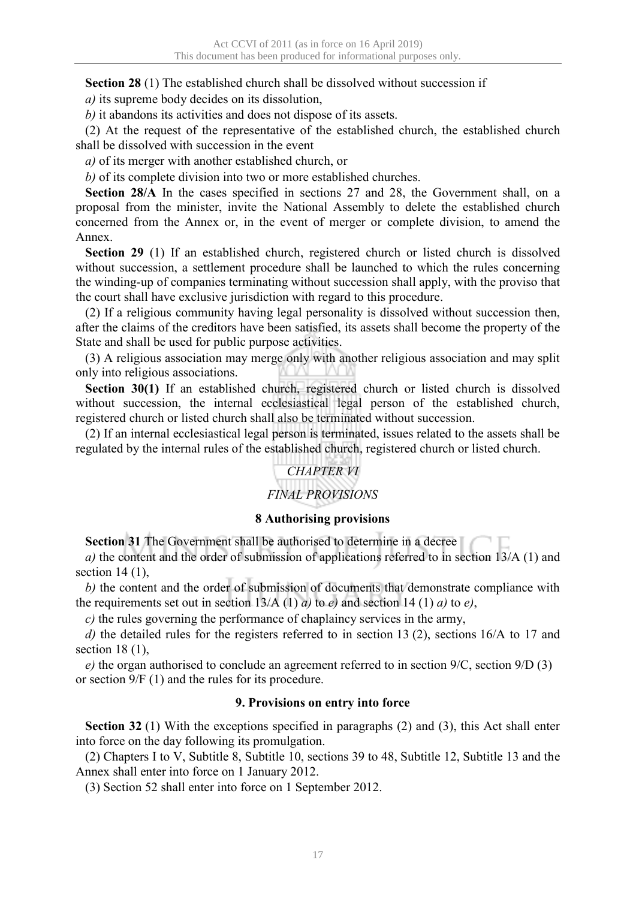**Section 28** (1) The established church shall be dissolved without succession if

*a)* its supreme body decides on its dissolution,

*b)* it abandons its activities and does not dispose of its assets.

(2) At the request of the representative of the established church, the established church shall be dissolved with succession in the event

*a)* of its merger with another established church, or

*b)* of its complete division into two or more established churches.

**Section 28/A** In the cases specified in sections 27 and 28, the Government shall, on a proposal from the minister, invite the National Assembly to delete the established church concerned from the Annex or, in the event of merger or complete division, to amend the Annex.

**Section 29** (1) If an established church, registered church or listed church is dissolved without succession, a settlement procedure shall be launched to which the rules concerning the winding-up of companies terminating without succession shall apply, with the proviso that the court shall have exclusive jurisdiction with regard to this procedure.

(2) If a religious community having legal personality is dissolved without succession then, after the claims of the creditors have been satisfied, its assets shall become the property of the State and shall be used for public purpose activities.

(3) A religious association may merge only with another religious association and may split only into religious associations.

**Section 30(1)** If an established church, registered church or listed church is dissolved without succession, the internal ecclesiastical legal person of the established church, registered church or listed church shall also be terminated without succession.

(2) If an internal ecclesiastical legal person is terminated, issues related to the assets shall be regulated by the internal rules of the established church, registered church or listed church.

## *CHAPTER VI*

## *FINAL PROVISIONS*

### 8 Authorising provisions

**Section 31** The Government shall be authorised to determine in a decree

*a)* the content and the order of submission of applications referred to in section 13/A (1) and section 14 (1),

*b)* the content and the order of submission of documents that demonstrate compliance with the requirements set out in section 13/A (1) *a)* to *e)* and section 14 (1) *a)* to *e)*,

*c)* the rules governing the performance of chaplaincy services in the army,

*d)* the detailed rules for the registers referred to in section 13 (2), sections 16/A to 17 and section 18 (1),

*e)* the organ authorised to conclude an agreement referred to in section 9/C, section 9/D (3) or section 9/F (1) and the rules for its procedure.

### 9. Provisions on entry into force

**Section 32** (1) With the exceptions specified in paragraphs (2) and (3), this Act shall enter into force on the day following its promulgation.

(2) Chapters I to V, Subtitle 8, Subtitle 10, sections 39 to 48, Subtitle 12, Subtitle 13 and the Annex shall enter into force on 1 January 2012.

(3) Section 52 shall enter into force on 1 September 2012.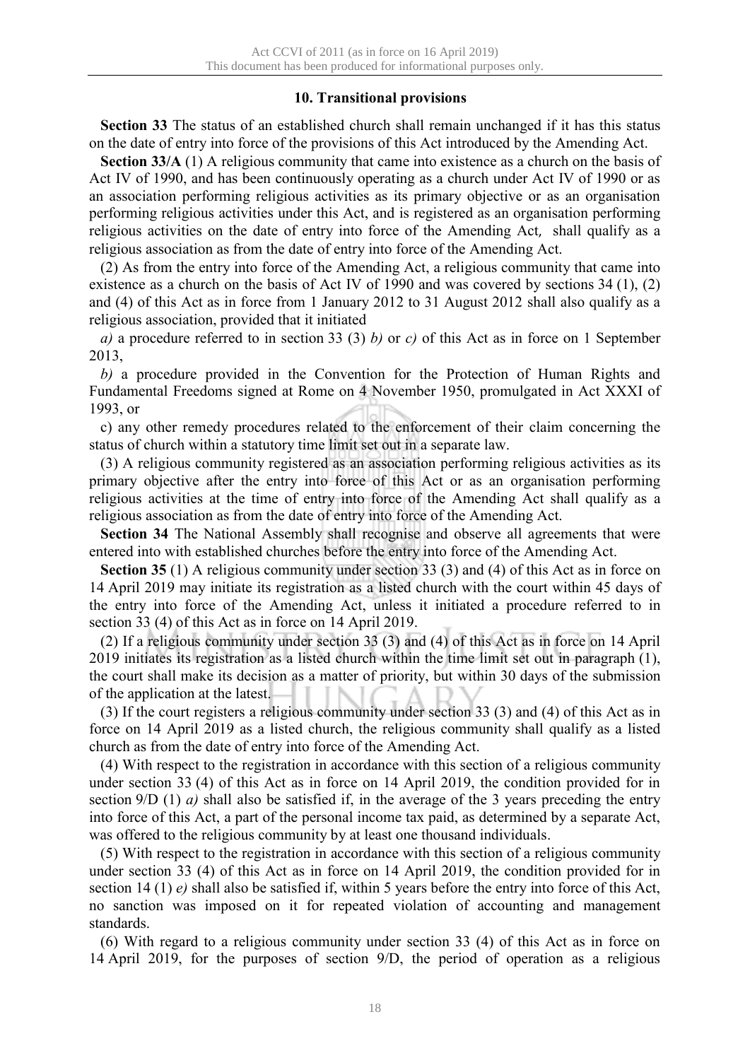### 10. Transitional provisions

**Section 33** The status of an established church shall remain unchanged if it has this status on the date of entry into force of the provisions of this Act introduced by the Amending Act.

**Section 33/A** (1) A religious community that came into existence as a church on the basis of Act IV of 1990, and has been continuously operating as a church under Act IV of 1990 or as an association performing religious activities as its primary objective or as an organisation performing religious activities under this Act, and is registered as an organisation performing religious activities on the date of entry into force of the Amending Act, shall qualify as a religious association as from the date of entry into force of the Amending Act.

(2) As from the entry into force of the Amending Act, a religious community that came into existence as a church on the basis of Act IV of 1990 and was covered by sections 34 (1), (2) and (4) of this Act as in force from 1 January 2012 to 31 August 2012 shall also qualify as a religious association, provided that it initiated

*a)* a procedure referred to in section 33 (3) *b)* or *c)* of this Act as in force on 1 September 2013,

*b)* a procedure provided in the Convention for the Protection of Human Rights and Fundamental Freedoms signed at Rome on 4 November 1950, promulgated in Act XXXI of 1993, or

c) any other remedy procedures related to the enforcement of their claim concerning the status of church within a statutory time limit set out in a separate law.

(3) A religious community registered as an association performing religious activities as its primary objective after the entry into force of this Act or as an organisation performing religious activities at the time of entry into force of the Amending Act shall qualify as a religious association as from the date of entry into force of the Amending Act.

**Section 34** The National Assembly shall recognise and observe all agreements that were entered into with established churches before the entry into force of the Amending Act.

**Section 35** (1) A religious community under section 33 (3) and (4) of this Act as in force on 14 April 2019 may initiate its registration as a listed church with the court within 45 days of the entry into force of the Amending Act, unless it initiated a procedure referred to in section 33 (4) of this Act as in force on 14 April 2019.

(2) If a religious community under section 33 (3) and (4) of this Act as in force on 14 April 2019 initiates its registration as a listed church within the time limit set out in paragraph (1), the court shall make its decision as a matter of priority, but within 30 days of the submission of the application at the latest.

(3) If the court registers a religious community under section 33 (3) and (4) of this Act as in force on 14 April 2019 as a listed church, the religious community shall qualify as a listed church as from the date of entry into force of the Amending Act.

(4) With respect to the registration in accordance with this section of a religious community under section 33 (4) of this Act as in force on 14 April 2019, the condition provided for in section 9/D (1) *a)* shall also be satisfied if, in the average of the 3 years preceding the entry into force of this Act, a part of the personal income tax paid, as determined by a separate Act, was offered to the religious community by at least one thousand individuals.

(5) With respect to the registration in accordance with this section of a religious community under section 33 (4) of this Act as in force on 14 April 2019, the condition provided for in section 14 (1) *e)* shall also be satisfied if, within 5 years before the entry into force of this Act, no sanction was imposed on it for repeated violation of accounting and management standards.

(6) With regard to a religious community under section 33 (4) of this Act as in force on 14 April 2019, for the purposes of section 9/D, the period of operation as a religious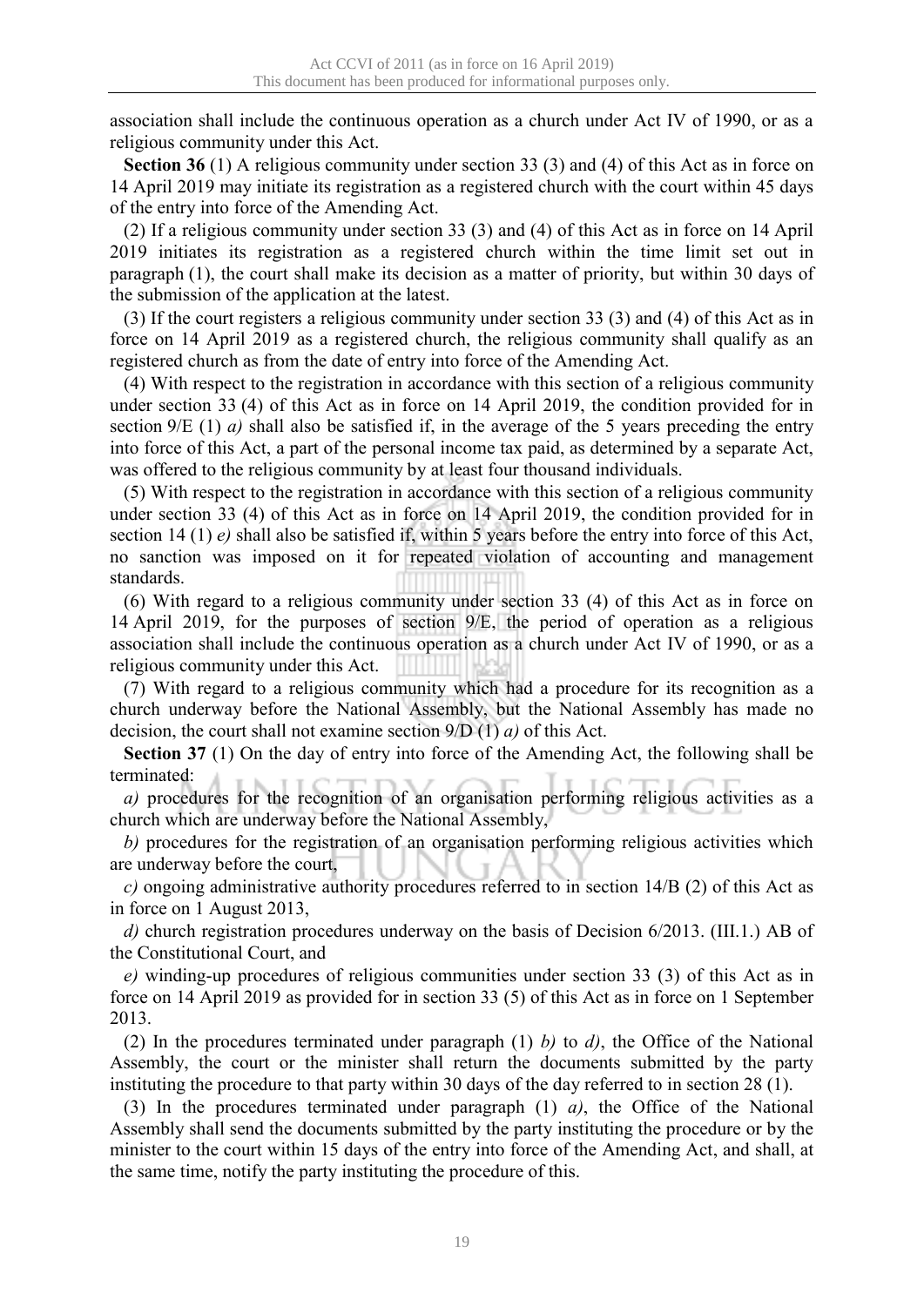association shall include the continuous operation as a church under Act IV of 1990, or as a religious community under this Act.

**Section 36** (1) A religious community under section 33 (3) and (4) of this Act as in force on 14 April 2019 may initiate its registration as a registered church with the court within 45 days of the entry into force of the Amending Act.

(2) If a religious community under section 33 (3) and (4) of this Act as in force on 14 April 2019 initiates its registration as a registered church within the time limit set out in paragraph (1), the court shall make its decision as a matter of priority, but within 30 days of the submission of the application at the latest.

(3) If the court registers a religious community under section 33 (3) and (4) of this Act as in force on 14 April 2019 as a registered church, the religious community shall qualify as an registered church as from the date of entry into force of the Amending Act.

(4) With respect to the registration in accordance with this section of a religious community under section 33 (4) of this Act as in force on 14 April 2019, the condition provided for in section 9/E (1) *a)* shall also be satisfied if, in the average of the 5 years preceding the entry into force of this Act, a part of the personal income tax paid, as determined by a separate Act, was offered to the religious community by at least four thousand individuals.

(5) With respect to the registration in accordance with this section of a religious community under section 33 (4) of this Act as in force on 14 April 2019, the condition provided for in section 14 (1) *e)* shall also be satisfied if, within 5 years before the entry into force of this Act, no sanction was imposed on it for repeated violation of accounting and management standards.

(6) With regard to a religious community under section 33 (4) of this Act as in force on 14 April 2019, for the purposes of section 9/E, the period of operation as a religious association shall include the continuous operation as a church under Act IV of 1990, or as a religious community under this Act.

(7) With regard to a religious community which had a procedure for its recognition as a church underway before the National Assembly, but the National Assembly has made no decision, the court shall not examine section 9/D (1) *a)* of this Act.

**Section 37** (1) On the day of entry into force of the Amending Act, the following shall be terminated:

*a)* procedures for the recognition of an organisation performing religious activities as a church which are underway before the National Assembly,

*b)* procedures for the registration of an organisation performing religious activities which are underway before the court,

*c)* ongoing administrative authority procedures referred to in section 14/B (2) of this Act as in force on 1 August 2013,

*d)* church registration procedures underway on the basis of Decision 6/2013. (III.1.) AB of the Constitutional Court, and

*e)* winding-up procedures of religious communities under section 33 (3) of this Act as in force on 14 April 2019 as provided for in section 33 (5) of this Act as in force on 1 September 2013.

(2) In the procedures terminated under paragraph (1) *b)* to *d)*, the Office of the National Assembly, the court or the minister shall return the documents submitted by the party instituting the procedure to that party within 30 days of the day referred to in section 28 (1).

(3) In the procedures terminated under paragraph (1) *a)*, the Office of the National Assembly shall send the documents submitted by the party instituting the procedure or by the minister to the court within 15 days of the entry into force of the Amending Act, and shall, at the same time, notify the party instituting the procedure of this.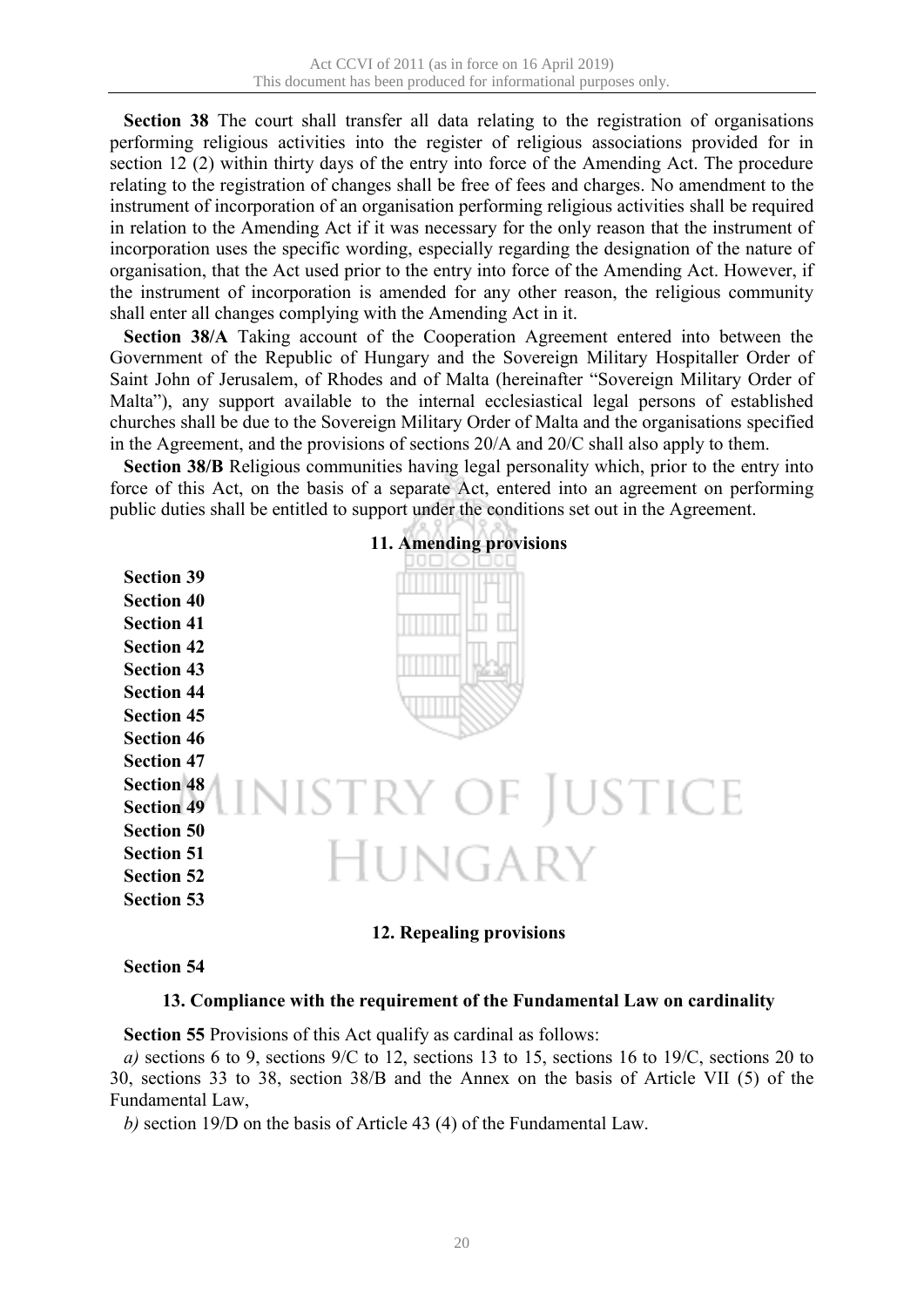**Section 38** The court shall transfer all data relating to the registration of organisations performing religious activities into the register of religious associations provided for in section 12 (2) within thirty days of the entry into force of the Amending Act. The procedure relating to the registration of changes shall be free of fees and charges. No amendment to the instrument of incorporation of an organisation performing religious activities shall be required in relation to the Amending Act if it was necessary for the only reason that the instrument of incorporation uses the specific wording, especially regarding the designation of the nature of organisation, that the Act used prior to the entry into force of the Amending Act. However, if the instrument of incorporation is amended for any other reason, the religious community shall enter all changes complying with the Amending Act in it.

**Section 38/A** Taking account of the Cooperation Agreement entered into between the Government of the Republic of Hungary and the Sovereign Military Hospitaller Order of Saint John of Jerusalem, of Rhodes and of Malta (hereinafter "Sovereign Military Order of Malta"), any support available to the internal ecclesiastical legal persons of established churches shall be due to the Sovereign Military Order of Malta and the organisations specified in the Agreement, and the provisions of sections 20/A and 20/C shall also apply to them.

**Section 38/B** Religious communities having legal personality which, prior to the entry into force of this Act, on the basis of a separate Act, entered into an agreement on performing public duties shall be entitled to support under the conditions set out in the Agreement.

### 11. Amending provisions

**Section 39**

**Section 40**

**Section 41**

**Section 42**

**Section 43**

**Section 44**

**Section 45**

**Section 46**

**Section 47**

**Section 48**

**Section 49**

**Section 50**

**Section 51**

**Section 52**

**Section 53**

### 12. Repealing provisions

**Section 54**

### 13. Compliance with the requirement of the Fundamental Law on cardinality

**Section 55** Provisions of this Act qualify as cardinal as follows:

*a)* sections 6 to 9, sections 9/C to 12, sections 13 to 15, sections 16 to 19/C, sections 20 to 30, sections 33 to 38, section 38/B and the Annex on the basis of Article VII (5) of the Fundamental Law,

*b)* section 19/D on the basis of Article 43 (4) of the Fundamental Law.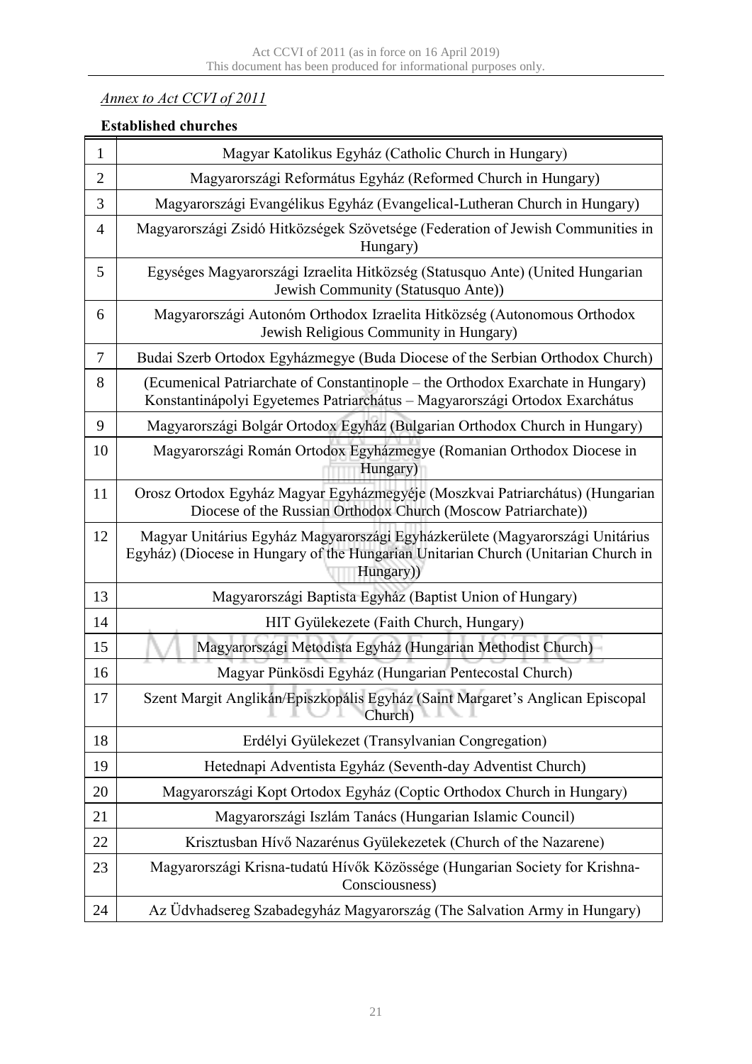*Annex to Act CCVI of 2011*

**Established churches**

| | |
|---|---|
| 1 | Magyar Katolikus Egyház (Catholic Church in Hungary) |
| 2 | Magyarországi Református Egyház (Reformed Church in Hungary) |
| 3 | Magyarországi Evangélikus Egyház (Evangelical-Lutheran Church in Hungary) |
| 4 | Magyarországi Zsidó Hitközségek Szövetsége (Federation of Jewish Communities in Hungary) |
| 5 | Egységes Magyarországi Izraelita Hitközség (Statusquo Ante) (United Hungarian Jewish Community (Statusquo Ante)) |
| 6 | Magyarországi Autonóm Orthodox Izraelita Hitközség (Autonomous Orthodox Jewish Religious Community in Hungary) |
| 7 | Budai Szerb Ortodox Egyházmegye (Buda Diocese of the Serbian Orthodox Church) |
| 8 | (Ecumenical Patriarchate of Constantinople – the Orthodox Exarchate in Hungary) Konstantinápolyi Egyetemes Patriarchátus – Magyarországi Ortodox Exarchátus |
| 9 | Magyarországi Bolgár Ortodox Egyház (Bulgarian Orthodox Church in Hungary) |
| 10 | Magyarországi Román Ortodox Egyházmegye (Romanian Orthodox Diocese in Hungary) |
| 11 | Orosz Ortodox Egyház Magyar Egyházmegyéje (Moszkvai Patriarchátus) (Hungarian Diocese of the Russian Orthodox Church (Moscow Patriarchate)) |
| 12 | Magyar Unitárius Egyház Magyarországi Egyházkerülete (Magyarországi Unitárius Egyház) (Diocese in Hungary of the Hungarian Unitarian Church (Unitarian Church in Hungary)) |
| 13 | Magyarországi Baptista Egyház (Baptist Union of Hungary) |
| 14 | HIT Gyülekezete (Faith Church, Hungary) |
| 15 | Magyarországi Metodista Egyház (Hungarian Methodist Church) |
| 16 | Magyar Pünkösdi Egyház (Hungarian Pentecostal Church) |
| 17 | Szent Margit Anglikán/Episzkopális Egyház (Saint Margaret's Anglican Episcopal Church) |
| 18 | Erdélyi Gyülekezet (Transylvanian Congregation) |
| 19 | Hetednapi Adventista Egyház (Seventh-day Adventist Church) |
| 20 | Magyarországi Kopt Ortodox Egyház (Coptic Orthodox Church in Hungary) |
| 21 | Magyarországi Iszlám Tanács (Hungarian Islamic Council) |
| 22 | Krisztusban Hívő Nazarénus Gyülekezetek (Church of the Nazarene) |
| 23 | Magyarországi Krisna-tudatú Hívők Közössége (Hungarian Society for Krishna-Consciousness) |
| 24 | Az Üdvhadsereg Szabadegyház Magyarország (The Salvation Army in Hungary) |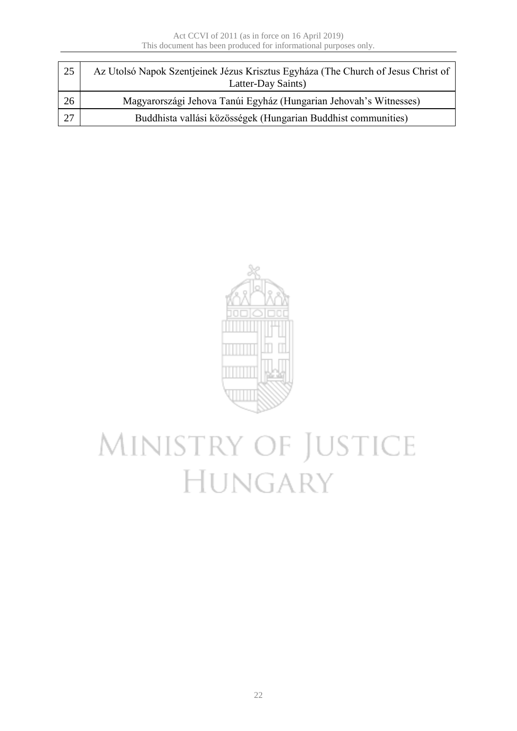| | |
|---|---|
| 25 | Az Utolsó Napok Szentjeinek Jézus Krisztus Egyháza (The Church of Jesus Christ of Latter-Day Saints) |
| 26 | Magyarországi Jehova Tanúi Egyház (Hungarian Jehovah's Witnesses) |
| 27 | Buddhista vallási közösségek (Hungarian Buddhist communities) |

MINISTRY OF JUSTICE
HUNGARY